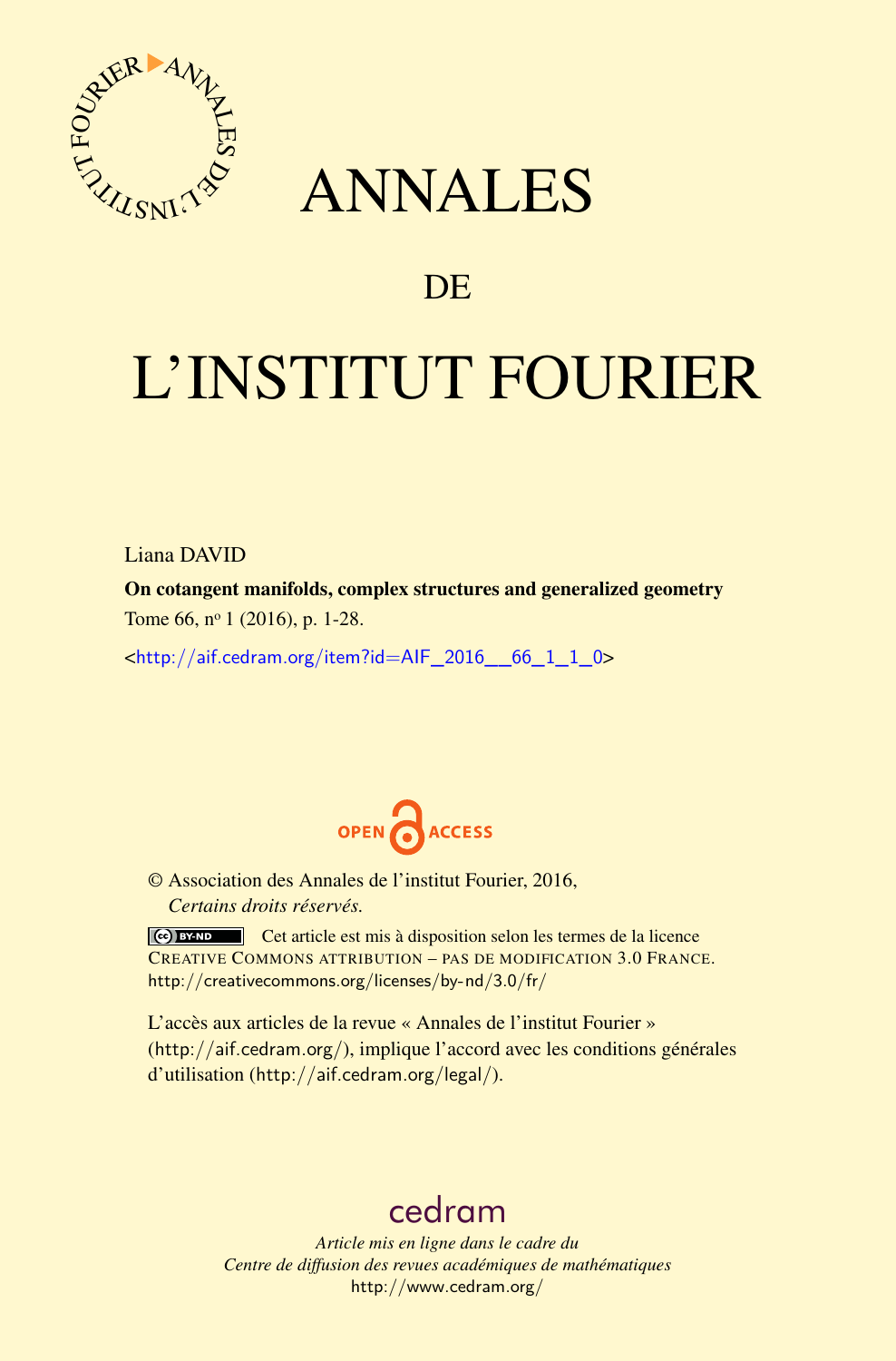# ANNALES

# DE

# L'INSTITUT FOURIER

Liana DAVID

**On cotangent manifolds, complex structures and generalized geometry**

Tome 66, n$^{o}$ 1 (2016), p. 1-28.

<http://aif.cedram.org/item?id=AIF_2016__66_1_1_0>

OPEN ACCESS

© Association des Annales de l'institut Fourier, 2016,
*Certains droits réservés.*

Cet article est mis à disposition selon les termes de la licence CREATIVE COMMONS ATTRIBUTION – PAS DE MODIFICATION 3.0 FRANCE.
http://creativecommons.org/licenses/by-nd/3.0/fr/

L'accès aux articles de la revue « Annales de l'institut Fourier » (http://aif.cedram.org/), implique l'accord avec les conditions générales d'utilisation (http://aif.cedram.org/legal/).

cedram

*Article mis en ligne dans le cadre du*
*Centre de diffusion des revues académiques de mathématiques*
http://www.cedram.org/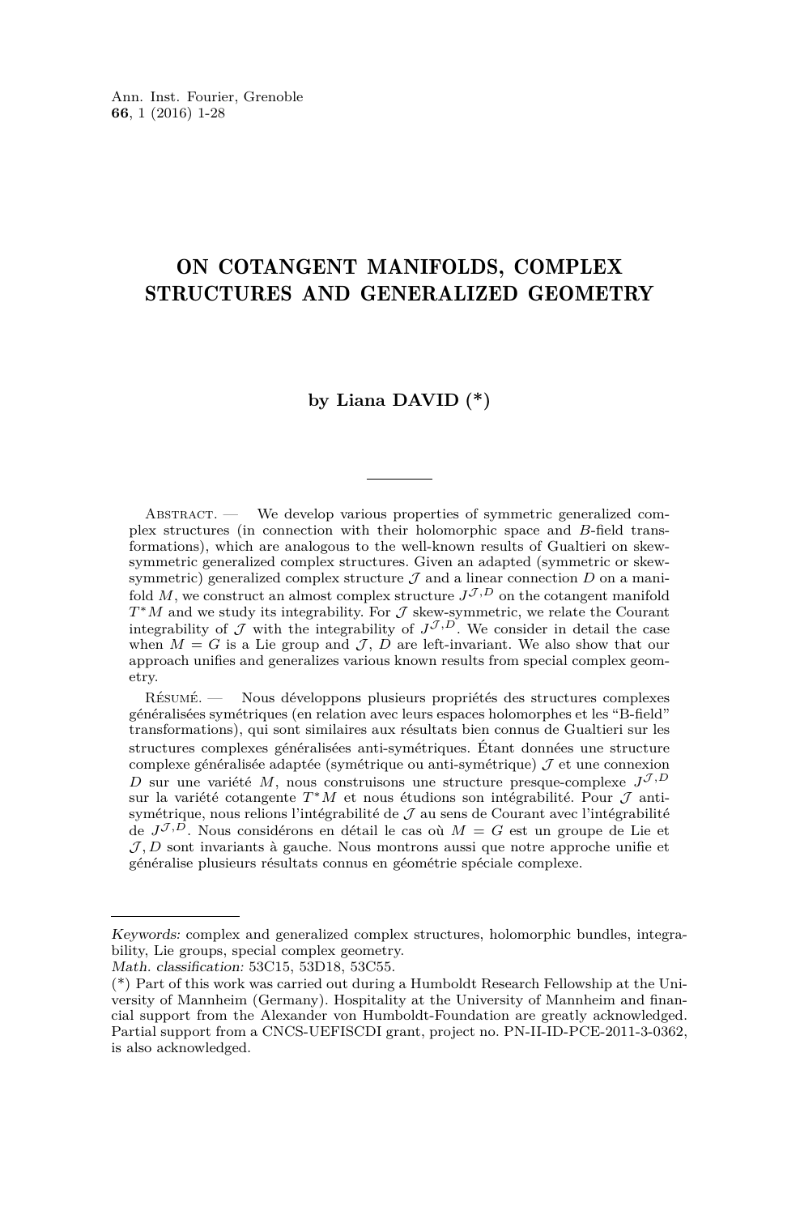# ON COTANGENT MANIFOLDS, COMPLEX STRUCTURES AND GENERALIZED GEOMETRY

**by Liana DAVID (*)**

Abstract. — We develop various properties of symmetric generalized complex structures (in connection with their holomorphic space and $B$-field transformations), which are analogous to the well-known results of Gualtieri on skew-symmetric generalized complex structures. Given an adapted (symmetric or skew-symmetric) generalized complex structure $\mathcal{J}$ and a linear connection $D$ on a manifold $M$, we construct an almost complex structure $J^{\mathcal{J},D}$ on the cotangent manifold $T^*M$ and we study its integrability. For $\mathcal{J}$ skew-symmetric, we relate the Courant integrability of $\mathcal{J}$ with the integrability of $J^{\mathcal{J},D}$. We consider in detail the case when $M = G$ is a Lie group and $\mathcal{J}$, $D$ are left-invariant. We also show that our approach unifies and generalizes various known results from special complex geometry.

Résumé. — Nous développons plusieurs propriétés des structures complexes généralisées symétriques (en relation avec leurs espaces holomorphes et les “B-field” transformations), qui sont similaires aux résultats bien connus de Gualtieri sur les structures complexes généralisées anti-symétriques. Étant données une structure complexe généralisée adaptée (symétrique ou anti-symétrique) $\mathcal{J}$ et une connexion $D$ sur une variété $M$, nous construisons une structure presque-complexe $J^{\mathcal{J},D}$ sur la variété cotangente $T^*M$ et nous étudions son intégrabilité. Pour $\mathcal{J}$ anti-symétrique, nous relions l'intégrabilité de $\mathcal{J}$ au sens de Courant avec l'intégrabilité de $J^{\mathcal{J},D}$. Nous considérons en détail le cas où $M = G$ est un groupe de Lie et $\mathcal{J}, D$ sont invariants à gauche. Nous montrons aussi que notre approche unifie et généralise plusieurs résultats connus en géométrie spéciale complexe.

---

*Keywords:* complex and generalized complex structures, holomorphic bundles, integrability, Lie groups, special complex geometry.
*Math. classification:* 53C15, 53D18, 53C55.
(*) Part of this work was carried out during a Humboldt Research Fellowship at the University of Mannheim (Germany). Hospitality at the University of Mannheim and financial support from the Alexander von Humboldt-Foundation are greatly acknowledged. Partial support from a CNCS-UEFISCDI grant, project no. PN-II-ID-PCE-2011-3-0362, is also acknowledged.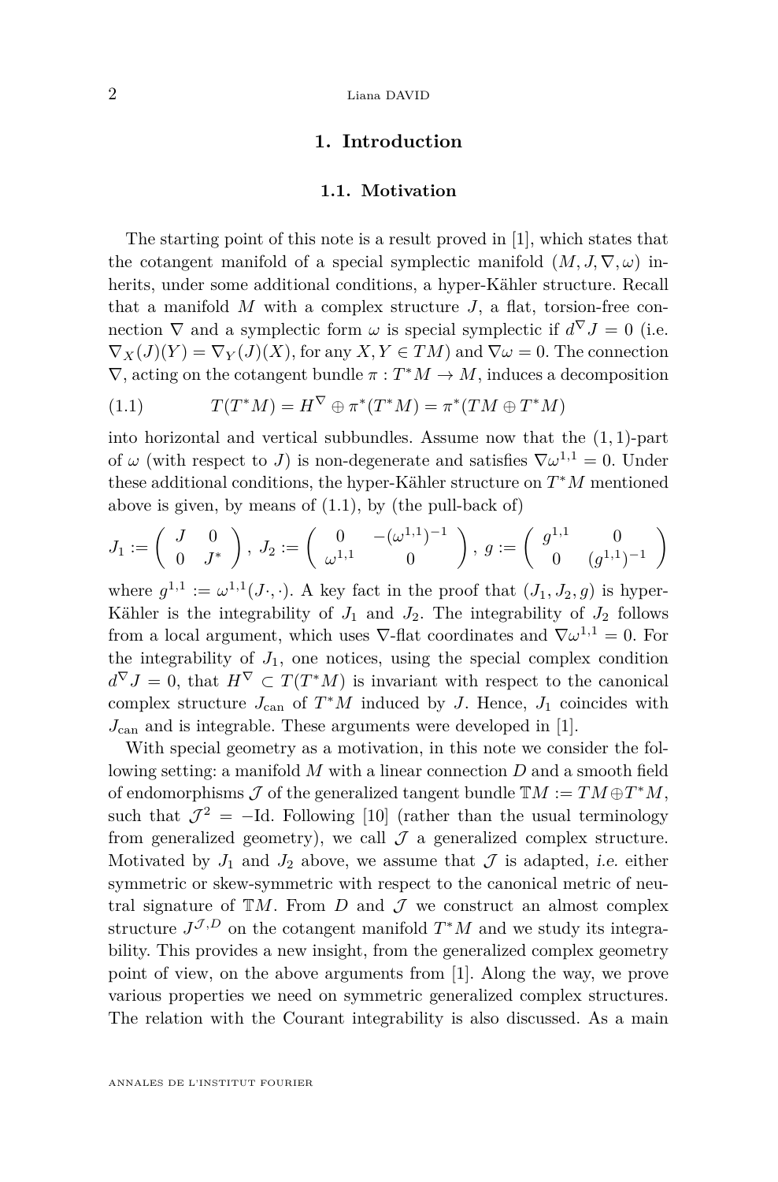# 1. Introduction

## 1.1. Motivation

The starting point of this note is a result proved in [1], which states that the cotangent manifold of a special symplectic manifold $(M, J, \nabla, \omega)$ inherits, under some additional conditions, a hyper-Kähler structure. Recall that a manifold $M$ with a complex structure $J$, a flat, torsion-free connection $\nabla$ and a symplectic form $\omega$ is special symplectic if $d^{\nabla}J = 0$ (i.e. $\nabla_X(J)(Y) = \nabla_Y(J)(X)$, for any $X, Y \in TM$) and $\nabla\omega = 0$. The connection $\nabla$, acting on the cotangent bundle $\pi : T^*M \to M$, induces a decomposition

$$T(T^*M) = H^{\nabla} \oplus \pi^*(T^*M) = \pi^*(TM \oplus T^*M) \tag{1.1}$$

into horizontal and vertical subbundles. Assume now that the $(1,1)$-part of $\omega$ (with respect to $J$) is non-degenerate and satisfies $\nabla\omega^{1,1} = 0$. Under these additional conditions, the hyper-Kähler structure on $T^*M$ mentioned above is given, by means of (1.1), by (the pull-back of)

$$J_1 := \begin{pmatrix} J & 0 \\ 0 & J^* \end{pmatrix},\ J_2 := \begin{pmatrix} 0 & -(\omega^{1,1})^{-1} \\ \omega^{1,1} & 0 \end{pmatrix},\ g := \begin{pmatrix} g^{1,1} & 0 \\ 0 & (g^{1,1})^{-1} \end{pmatrix}$$

where $g^{1,1} := \omega^{1,1}(J\cdot, \cdot)$. A key fact in the proof that $(J_1, J_2, g)$ is hyper-Kähler is the integrability of $J_1$ and $J_2$. The integrability of $J_2$ follows from a local argument, which uses $\nabla$-flat coordinates and $\nabla\omega^{1,1} = 0$. For the integrability of $J_1$, one notices, using the special complex condition $d^{\nabla}J = 0$, that $H^{\nabla} \subset T(T^*M)$ is invariant with respect to the canonical complex structure $J_{\mathrm{can}}$ of $T^*M$ induced by $J$. Hence, $J_1$ coincides with $J_{\mathrm{can}}$ and is integrable. These arguments were developed in [1].

With special geometry as a motivation, in this note we consider the following setting: a manifold $M$ with a linear connection $D$ and a smooth field of endomorphisms $\mathcal{J}$ of the generalized tangent bundle $\mathbb{T}M := TM \oplus T^*M$, such that $\mathcal{J}^2 = -\mathrm{Id}$. Following [10] (rather than the usual terminology from generalized geometry), we call $\mathcal{J}$ a generalized complex structure. Motivated by $J_1$ and $J_2$ above, we assume that $\mathcal{J}$ is adapted, *i.e.* either symmetric or skew-symmetric with respect to the canonical metric of neutral signature of $\mathbb{T}M$. From $D$ and $\mathcal{J}$ we construct an almost complex structure $J^{\mathcal{J},D}$ on the cotangent manifold $T^*M$ and we study its integrability. This provides a new insight, from the generalized complex geometry point of view, on the above arguments from [1]. Along the way, we prove various properties we need on symmetric generalized complex structures. The relation with the Courant integrability is also discussed. As a main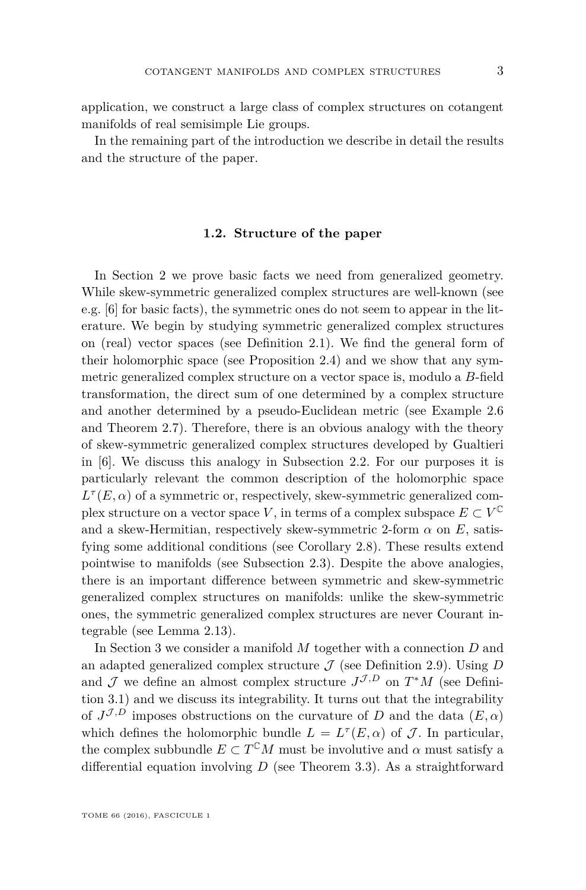application, we construct a large class of complex structures on cotangent manifolds of real semisimple Lie groups.

In the remaining part of the introduction we describe in detail the results and the structure of the paper.

### 1.2. Structure of the paper

In Section 2 we prove basic facts we need from generalized geometry. While skew-symmetric generalized complex structures are well-known (see e.g. [6] for basic facts), the symmetric ones do not seem to appear in the literature. We begin by studying symmetric generalized complex structures on (real) vector spaces (see Definition 2.1). We find the general form of their holomorphic space (see Proposition 2.4) and we show that any symmetric generalized complex structure on a vector space is, modulo a $B$-field transformation, the direct sum of one determined by a complex structure and another determined by a pseudo-Euclidean metric (see Example 2.6 and Theorem 2.7). Therefore, there is an obvious analogy with the theory of skew-symmetric generalized complex structures developed by Gualtieri in [6]. We discuss this analogy in Subsection 2.2. For our purposes it is particularly relevant the common description of the holomorphic space $L^{\tau}(E,\alpha)$ of a symmetric or, respectively, skew-symmetric generalized complex structure on a vector space $V$, in terms of a complex subspace $E \subset V^{\mathbb{C}}$ and a skew-Hermitian, respectively skew-symmetric 2-form $\alpha$ on $E$, satisfying some additional conditions (see Corollary 2.8). These results extend pointwise to manifolds (see Subsection 2.3). Despite the above analogies, there is an important difference between symmetric and skew-symmetric generalized complex structures on manifolds: unlike the skew-symmetric ones, the symmetric generalized complex structures are never Courant integrable (see Lemma 2.13).

In Section 3 we consider a manifold $M$ together with a connection $D$ and an adapted generalized complex structure $\mathcal{J}$ (see Definition 2.9). Using $D$ and $\mathcal{J}$ we define an almost complex structure $J^{\mathcal{J},D}$ on $T^*M$ (see Definition 3.1) and we discuss its integrability. It turns out that the integrability of $J^{\mathcal{J},D}$ imposes obstructions on the curvature of $D$ and the data $(E,\alpha)$ which defines the holomorphic bundle $L = L^{\tau}(E,\alpha)$ of $\mathcal{J}$. In particular, the complex subbundle $E \subset T^{\mathbb{C}}M$ must be involutive and $\alpha$ must satisfy a differential equation involving $D$ (see Theorem 3.3). As a straightforward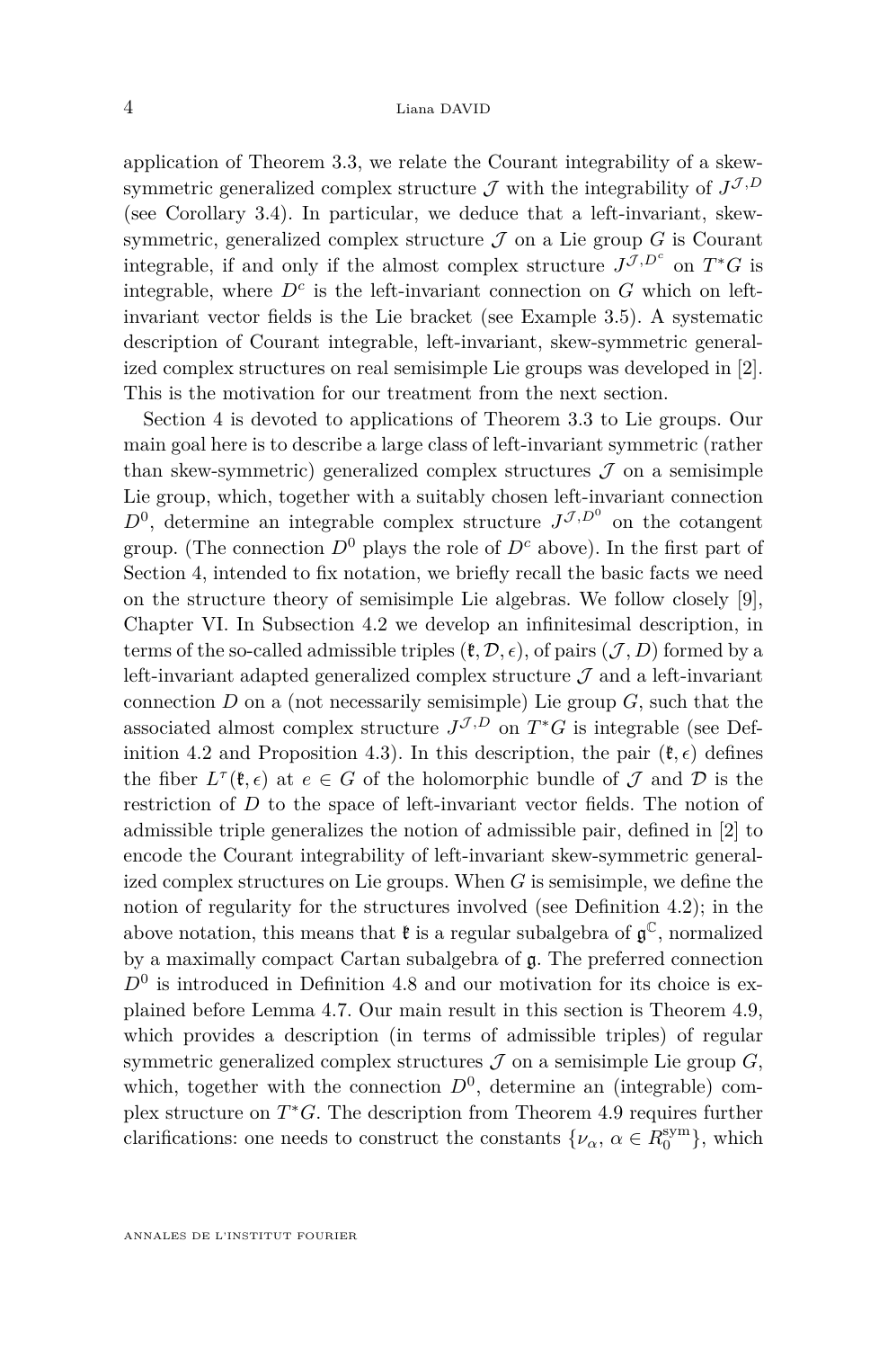application of Theorem 3.3, we relate the Courant integrability of a skew-symmetric generalized complex structure $\mathcal{J}$ with the integrability of $J^{\mathcal{J},D}$ (see Corollary 3.4). In particular, we deduce that a left-invariant, skew-symmetric, generalized complex structure $\mathcal{J}$ on a Lie group $G$ is Courant integrable, if and only if the almost complex structure $J^{\mathcal{J},D^c}$ on $T^*G$ is integrable, where $D^c$ is the left-invariant connection on $G$ which on left-invariant vector fields is the Lie bracket (see Example 3.5). A systematic description of Courant integrable, left-invariant, skew-symmetric generalized complex structures on real semisimple Lie groups was developed in [2]. This is the motivation for our treatment from the next section.

Section 4 is devoted to applications of Theorem 3.3 to Lie groups. Our main goal here is to describe a large class of left-invariant symmetric (rather than skew-symmetric) generalized complex structures $\mathcal{J}$ on a semisimple Lie group, which, together with a suitably chosen left-invariant connection $D^0$, determine an integrable complex structure $J^{\mathcal{J},D^0}$ on the cotangent group. (The connection $D^0$ plays the role of $D^c$ above). In the first part of Section 4, intended to fix notation, we briefly recall the basic facts we need on the structure theory of semisimple Lie algebras. We follow closely [9], Chapter VI. In Subsection 4.2 we develop an infinitesimal description, in terms of the so-called admissible triples $(\mathfrak{k}, \mathcal{D}, \epsilon)$, of pairs $(\mathcal{J}, D)$ formed by a left-invariant adapted generalized complex structure $\mathcal{J}$ and a left-invariant connection $D$ on a (not necessarily semisimple) Lie group $G$, such that the associated almost complex structure $J^{\mathcal{J},D}$ on $T^*G$ is integrable (see Definition 4.2 and Proposition 4.3). In this description, the pair $(\mathfrak{k}, \epsilon)$ defines the fiber $L^{\tau}(\mathfrak{k}, \epsilon)$ at $e \in G$ of the holomorphic bundle of $\mathcal{J}$ and $\mathcal{D}$ is the restriction of $D$ to the space of left-invariant vector fields. The notion of admissible triple generalizes the notion of admissible pair, defined in [2] to encode the Courant integrability of left-invariant skew-symmetric generalized complex structures on Lie groups. When $G$ is semisimple, we define the notion of regularity for the structures involved (see Definition 4.2); in the above notation, this means that $\mathfrak{k}$ is a regular subalgebra of $\mathfrak{g}^{\mathbb{C}}$, normalized by a maximally compact Cartan subalgebra of $\mathfrak{g}$. The preferred connection $D^0$ is introduced in Definition 4.8 and our motivation for its choice is explained before Lemma 4.7. Our main result in this section is Theorem 4.9, which provides a description (in terms of admissible triples) of regular symmetric generalized complex structures $\mathcal{J}$ on a semisimple Lie group $G$, which, together with the connection $D^0$, determine an (integrable) complex structure on $T^*G$. The description from Theorem 4.9 requires further clarifications: one needs to construct the constants $\{\nu_\alpha, \alpha \in R_0^{\mathrm{sym}}\}$, which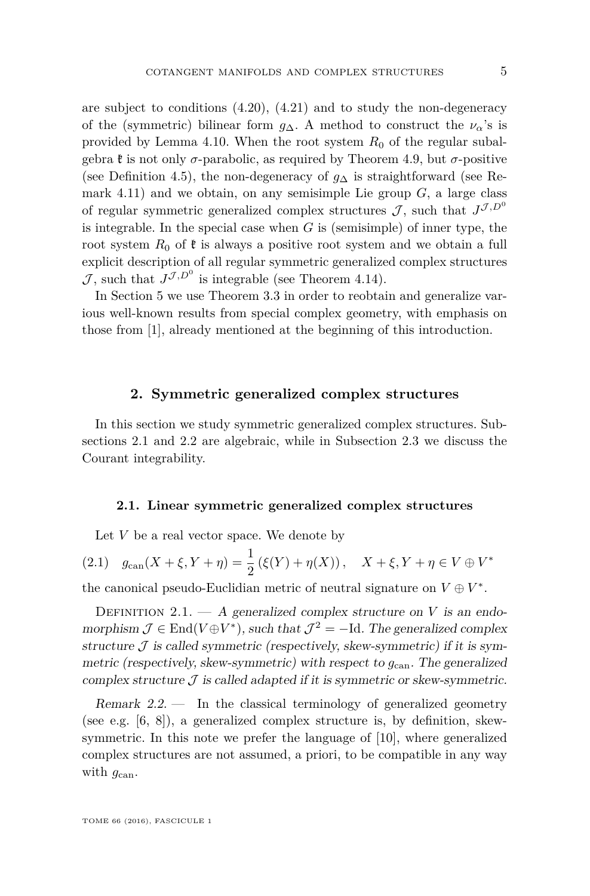are subject to conditions (4.20), (4.21) and to study the non-degeneracy of the (symmetric) bilinear form $g_\Delta$. A method to construct the $\nu_\alpha$'s is provided by Lemma 4.10. When the root system $R_0$ of the regular subalgebra $\mathfrak{k}$ is not only $\sigma$-parabolic, as required by Theorem 4.9, but $\sigma$-positive (see Definition 4.5), the non-degeneracy of $g_\Delta$ is straightforward (see Remark 4.11) and we obtain, on any semisimple Lie group $G$, a large class of regular symmetric generalized complex structures $\mathcal{J}$, such that $J^{\mathcal{J},D^0}$ is integrable. In the special case when $G$ is (semisimple) of inner type, the root system $R_0$ of $\mathfrak{k}$ is always a positive root system and we obtain a full explicit description of all regular symmetric generalized complex structures $\mathcal{J}$, such that $J^{\mathcal{J},D^0}$ is integrable (see Theorem 4.14).

In Section 5 we use Theorem 3.3 in order to reobtain and generalize various well-known results from special complex geometry, with emphasis on those from [1], already mentioned at the beginning of this introduction.

## 2. Symmetric generalized complex structures

In this section we study symmetric generalized complex structures. Subsections 2.1 and 2.2 are algebraic, while in Subsection 2.3 we discuss the Courant integrability.

### 2.1. Linear symmetric generalized complex structures

Let $V$ be a real vector space. We denote by

$$g_{\mathrm{can}}(X+\xi, Y+\eta) = \frac{1}{2}\left(\xi(Y) + \eta(X)\right), \quad X+\xi, Y+\eta \in V \oplus V^* \tag{2.1}$$

the canonical pseudo-Euclidian metric of neutral signature on $V \oplus V^*$.

Definition 2.1. — *A generalized complex structure on $V$ is an endomorphism $\mathcal{J} \in \mathrm{End}(V \oplus V^*)$, such that $\mathcal{J}^2 = -\mathrm{Id}$. The generalized complex structure $\mathcal{J}$ is called symmetric (respectively, skew-symmetric) if it is symmetric (respectively, skew-symmetric) with respect to $g_{\mathrm{can}}$. The generalized complex structure $\mathcal{J}$ is called adapted if it is symmetric or skew-symmetric.*

*Remark 2.2.* — In the classical terminology of generalized geometry (see e.g. [6, 8]), a generalized complex structure is, by definition, skew-symmetric. In this note we prefer the language of [10], where generalized complex structures are not assumed, a priori, to be compatible in any way with $g_{\mathrm{can}}$.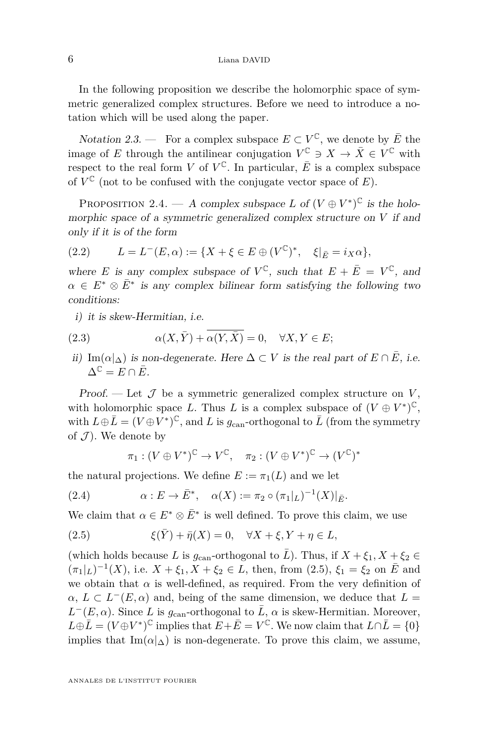In the following proposition we describe the holomorphic space of symmetric generalized complex structures. Before we need to introduce a notation which will be used along the paper.

*Notation 2.3.* — For a complex subspace $E \subset V^{\mathbb{C}}$, we denote by $\bar{E}$ the image of $E$ through the antilinear conjugation $V^{\mathbb{C}} \ni X \to \bar{X} \in V^{\mathbb{C}}$ with respect to the real form $V$ of $V^{\mathbb{C}}$. In particular, $\bar{E}$ is a complex subspace of $V^{\mathbb{C}}$ (not to be confused with the conjugate vector space of $E$).

Proposition 2.4. — *A complex subspace $L$ of $(V \oplus V^*)^{\mathbb{C}}$ is the holomorphic space of a symmetric generalized complex structure on $V$ if and only if it is of the form*

$$L = L^-(E, \alpha) := \{X + \xi \in E \oplus (V^{\mathbb{C}})^*, \quad \xi|_{\bar{E}} = i_X \alpha\}, \tag{2.2}$$

*where $E$ is any complex subspace of $V^{\mathbb{C}}$, such that $E + \bar{E} = V^{\mathbb{C}}$, and $\alpha \in E^* \otimes \bar{E}^*$ is any complex bilinear form satisfying the following two conditions:*

*i) it is skew-Hermitian, i.e.*

$$\alpha(X, \bar{Y}) + \overline{\alpha(Y, \bar{X})} = 0, \quad \forall X, Y \in E; \tag{2.3}$$

*ii) $\mathrm{Im}(\alpha|_{\Delta})$ is non-degenerate. Here $\Delta \subset V$ is the real part of $E \cap \bar{E}$, i.e. $\Delta^{\mathbb{C}} = E \cap \bar{E}$.*

*Proof.* — Let $\mathcal{J}$ be a symmetric generalized complex structure on $V$, with holomorphic space $L$. Thus $L$ is a complex subspace of $(V \oplus V^*)^{\mathbb{C}}$, with $L \oplus \bar{L} = (V \oplus V^*)^{\mathbb{C}}$, and $L$ is $g_{\mathrm{can}}$-orthogonal to $\bar{L}$ (from the symmetry of $\mathcal{J}$). We denote by

$$\pi_1 : (V \oplus V^*)^{\mathbb{C}} \to V^{\mathbb{C}}, \quad \pi_2 : (V \oplus V^*)^{\mathbb{C}} \to (V^{\mathbb{C}})^*$$

the natural projections. We define $E := \pi_1(L)$ and we let

$$\alpha : E \to \bar{E}^*, \quad \alpha(X) := \pi_2 \circ (\pi_1|_L)^{-1}(X)|_{\bar{E}}. \tag{2.4}$$

We claim that $\alpha \in E^* \otimes \bar{E}^*$ is well defined. To prove this claim, we use

$$\xi(\bar{Y}) + \bar{\eta}(X) = 0, \quad \forall X + \xi, Y + \eta \in L, \tag{2.5}$$

(which holds because $L$ is $g_{\mathrm{can}}$-orthogonal to $\bar{L}$). Thus, if $X + \xi_1, X + \xi_2 \in (\pi_1|_L)^{-1}(X)$, i.e. $X + \xi_1, X + \xi_2 \in L$, then, from (2.5), $\xi_1 = \xi_2$ on $\bar{E}$ and we obtain that $\alpha$ is well-defined, as required. From the very definition of $\alpha$, $L \subset L^-(E, \alpha)$ and, being of the same dimension, we deduce that $L = L^-(E, \alpha)$. Since $L$ is $g_{\mathrm{can}}$-orthogonal to $\bar{L}$, $\alpha$ is skew-Hermitian. Moreover, $L \oplus \bar{L} = (V \oplus V^*)^{\mathbb{C}}$ implies that $E + \bar{E} = V^{\mathbb{C}}$. We now claim that $L \cap \bar{L} = \{0\}$ implies that $\mathrm{Im}(\alpha|_{\Delta})$ is non-degenerate. To prove this claim, we assume,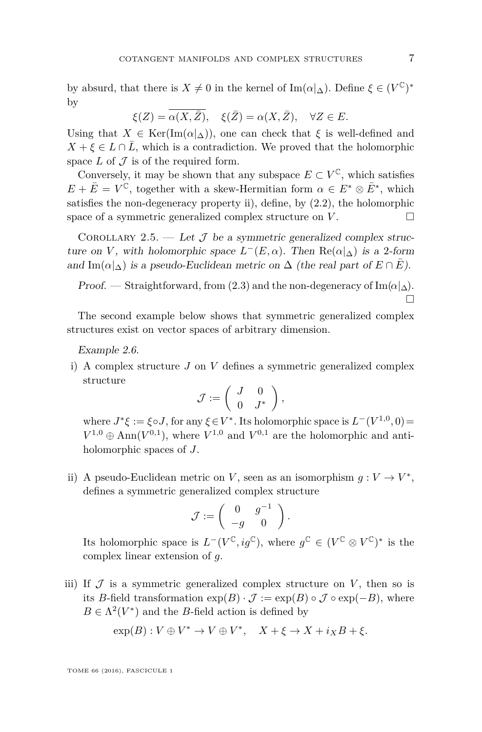by absurd, that there is $X \neq 0$ in the kernel of $\mathrm{Im}(\alpha|_\Delta)$. Define $\xi \in (V^{\mathbb{C}})^*$ by

$$\xi(Z) = \overline{\alpha(X, \bar{Z})}, \quad \xi(\bar{Z}) = \alpha(X, \bar{Z}), \quad \forall Z \in E.$$

Using that $X \in \mathrm{Ker}(\mathrm{Im}(\alpha|_\Delta))$, one can check that $\xi$ is well-defined and $X + \xi \in L \cap \bar{L}$, which is a contradiction. We proved that the holomorphic space $L$ of $\mathcal{J}$ is of the required form.

Conversely, it may be shown that any subspace $E \subset V^{\mathbb{C}}$, which satisfies $E + \bar{E} = V^{\mathbb{C}}$, together with a skew-Hermitian form $\alpha \in E^* \otimes \bar{E}^*$, which satisfies the non-degeneracy property ii), define, by (2.2), the holomorphic space of a symmetric generalized complex structure on $V$. □

Corollary 2.5. — *Let $\mathcal{J}$ be a symmetric generalized complex structure on $V$, with holomorphic space $L^-(E, \alpha)$. Then $\mathrm{Re}(\alpha|_\Delta)$ is a 2-form and $\mathrm{Im}(\alpha|_\Delta)$ is a pseudo-Euclidean metric on $\Delta$ (the real part of $E \cap \bar{E}$).*

*Proof.* — Straightforward, from (2.3) and the non-degeneracy of $\mathrm{Im}(\alpha|_\Delta)$. □

The second example below shows that symmetric generalized complex structures exist on vector spaces of arbitrary dimension.

*Example 2.6.*

i) A complex structure $J$ on $V$ defines a symmetric generalized complex structure

$$\mathcal{J} := \begin{pmatrix} J & 0 \\ 0 & J^* \end{pmatrix},$$

where $J^*\xi := \xi \circ J$, for any $\xi \in V^*$. Its holomorphic space is $L^-(V^{1,0}, 0) = V^{1,0} \oplus \mathrm{Ann}(V^{0,1})$, where $V^{1,0}$ and $V^{0,1}$ are the holomorphic and anti-holomorphic spaces of $J$.

ii) A pseudo-Euclidean metric on $V$, seen as an isomorphism $g : V \to V^*$, defines a symmetric generalized complex structure

$$\mathcal{J} := \begin{pmatrix} 0 & g^{-1} \\ -g & 0 \end{pmatrix}.$$

Its holomorphic space is $L^-(V^{\mathbb{C}}, ig^{\mathbb{C}})$, where $g^{\mathbb{C}} \in (V^{\mathbb{C}} \otimes V^{\mathbb{C}})^*$ is the complex linear extension of $g$.

iii) If $\mathcal{J}$ is a symmetric generalized complex structure on $V$, then so is its $B$-field transformation $\exp(B) \cdot \mathcal{J} := \exp(B) \circ \mathcal{J} \circ \exp(-B)$, where $B \in \Lambda^2(V^*)$ and the $B$-field action is defined by

$$\exp(B) : V \oplus V^* \to V \oplus V^*, \quad X + \xi \to X + i_X B + \xi.$$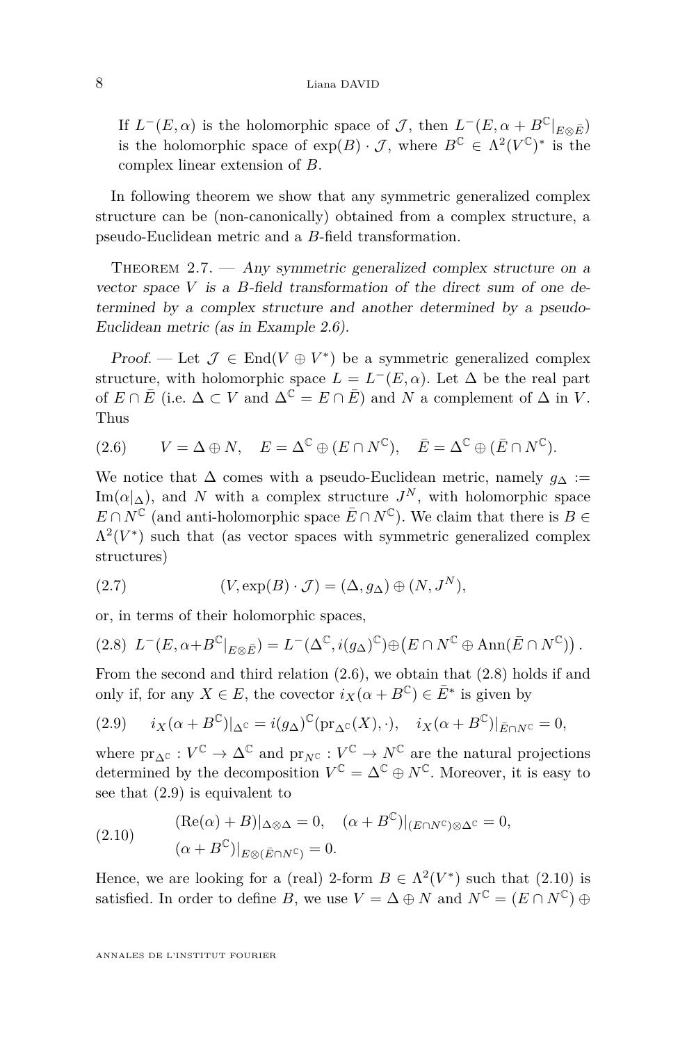If $L^{-}(E, \alpha)$ is the holomorphic space of $\mathcal{J}$, then $L^{-}(E, \alpha + B^{\mathbb{C}}|_{E\otimes \bar{E}})$ is the holomorphic space of $\exp(B) \cdot \mathcal{J}$, where $B^{\mathbb{C}} \in \Lambda^2(V^{\mathbb{C}})^*$ is the complex linear extension of $B$.

In following theorem we show that any symmetric generalized complex structure can be (non-canonically) obtained from a complex structure, a pseudo-Euclidean metric and a $B$-field transformation.

Theorem 2.7. — *Any symmetric generalized complex structure on a vector space $V$ is a $B$-field transformation of the direct sum of one determined by a complex structure and another determined by a pseudo-Euclidean metric (as in Example 2.6).*

*Proof.* — Let $\mathcal{J} \in \mathrm{End}(V \oplus V^*)$ be a symmetric generalized complex structure, with holomorphic space $L = L^{-}(E, \alpha)$. Let $\Delta$ be the real part of $E \cap \bar{E}$ (i.e. $\Delta \subset V$ and $\Delta^{\mathbb{C}} = E \cap \bar{E}$) and $N$ a complement of $\Delta$ in $V$. Thus

$$V = \Delta \oplus N, \quad E = \Delta^{\mathbb{C}} \oplus (E \cap N^{\mathbb{C}}), \quad \bar{E} = \Delta^{\mathbb{C}} \oplus (\bar{E} \cap N^{\mathbb{C}}). \tag{2.6}$$

We notice that $\Delta$ comes with a pseudo-Euclidean metric, namely $g_{\Delta} := \mathrm{Im}(\alpha|_{\Delta})$, and $N$ with a complex structure $J^N$, with holomorphic space $E \cap N^{\mathbb{C}}$ (and anti-holomorphic space $\bar{E} \cap N^{\mathbb{C}}$). We claim that there is $B \in \Lambda^2(V^*)$ such that (as vector spaces with symmetric generalized complex structures)

$$(V, \exp(B) \cdot \mathcal{J}) = (\Delta, g_{\Delta}) \oplus (N, J^N), \tag{2.7}$$

or, in terms of their holomorphic spaces,

$$L^{-}(E, \alpha + B^{\mathbb{C}}|_{E\otimes\bar{E}}) = L^{-}(\Delta^{\mathbb{C}}, i(g_{\Delta})^{\mathbb{C}}) \oplus \left(E \cap N^{\mathbb{C}} \oplus \mathrm{Ann}(\bar{E} \cap N^{\mathbb{C}})\right). \tag{2.8}$$

From the second and third relation (2.6), we obtain that (2.8) holds if and only if, for any $X \in E$, the covector $i_X(\alpha + B^{\mathbb{C}}) \in \bar{E}^*$ is given by

$$i_X(\alpha + B^{\mathbb{C}})|_{\Delta^{\mathbb{C}}} = i(g_{\Delta})^{\mathbb{C}}(\mathrm{pr}_{\Delta^{\mathbb{C}}}(X), \cdot), \quad i_X(\alpha + B^{\mathbb{C}})|_{\bar{E}\cap N^{\mathbb{C}}} = 0, \tag{2.9}$$

where $\mathrm{pr}_{\Delta^{\mathbb{C}}} : V^{\mathbb{C}} \to \Delta^{\mathbb{C}}$ and $\mathrm{pr}_{N^{\mathbb{C}}} : V^{\mathbb{C}} \to N^{\mathbb{C}}$ are the natural projections determined by the decomposition $V^{\mathbb{C}} = \Delta^{\mathbb{C}} \oplus N^{\mathbb{C}}$. Moreover, it is easy to see that (2.9) is equivalent to

$$\begin{aligned} &(\mathrm{Re}(\alpha) + B)|_{\Delta\otimes\Delta} = 0, \quad (\alpha + B^{\mathbb{C}})|_{(E\cap N^{\mathbb{C}})\otimes\Delta^{\mathbb{C}}} = 0, \\ &(\alpha + B^{\mathbb{C}})|_{E\otimes(\bar{E}\cap N^{\mathbb{C}})} = 0. \end{aligned} \tag{2.10}$$

Hence, we are looking for a (real) 2-form $B \in \Lambda^2(V^*)$ such that (2.10) is satisfied. In order to define $B$, we use $V = \Delta \oplus N$ and $N^{\mathbb{C}} = (E \cap N^{\mathbb{C}}) \oplus$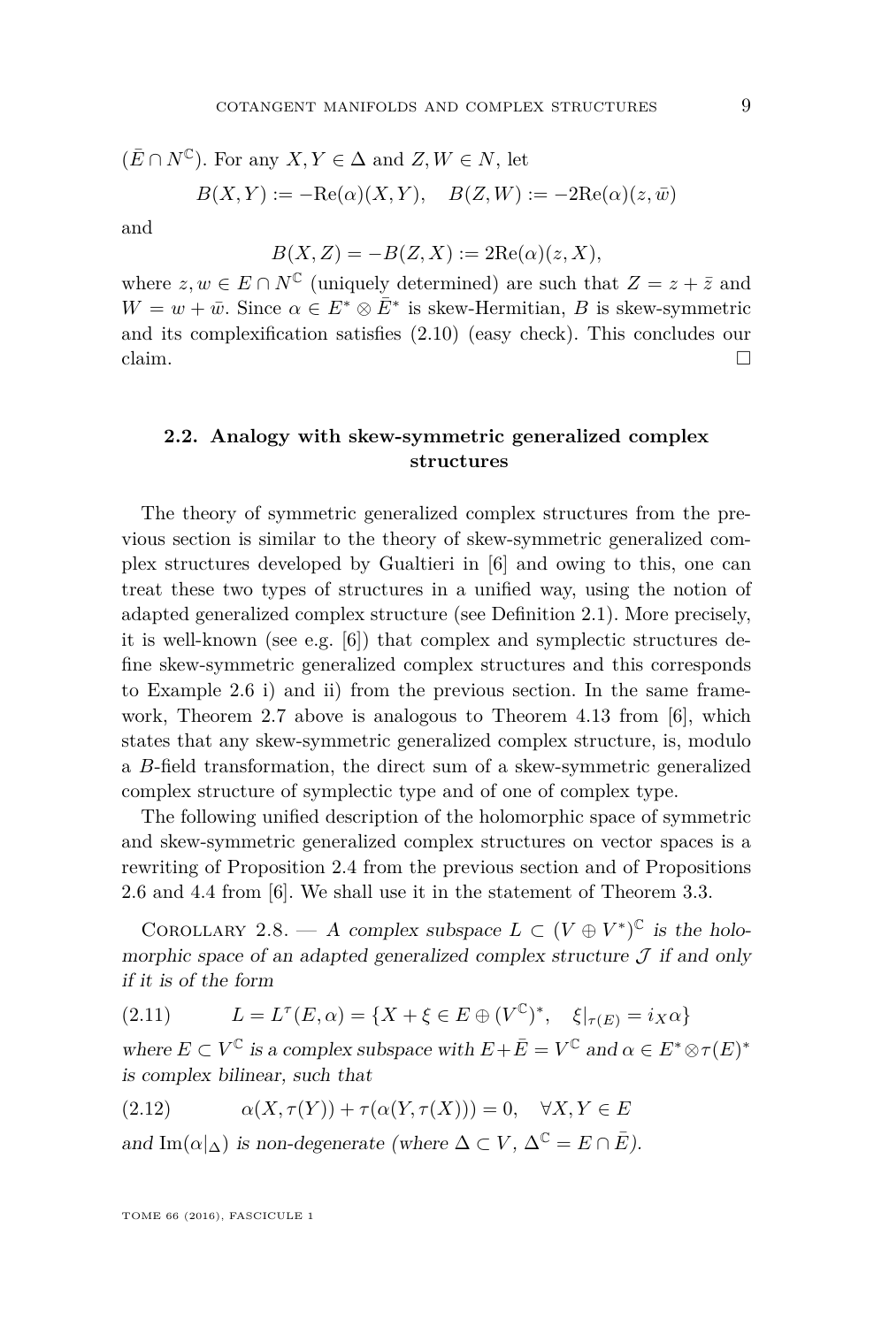$(\bar{E} \cap N^{\mathbb{C}})$. For any $X, Y \in \Delta$ and $Z, W \in N$, let

$$B(X,Y) := -\mathrm{Re}(\alpha)(X,Y), \quad B(Z,W) := -2\mathrm{Re}(\alpha)(z,\bar{w})$$

and

$$B(X,Z) = -B(Z,X) := 2\mathrm{Re}(\alpha)(z,X),$$

where $z, w \in E \cap N^{\mathbb{C}}$ (uniquely determined) are such that $Z = z + \bar{z}$ and $W = w + \bar{w}$. Since $\alpha \in E^* \otimes \bar{E}^*$ is skew-Hermitian, $B$ is skew-symmetric and its complexification satisfies (2.10) (easy check). This concludes our claim. □

## 2.2. Analogy with skew-symmetric generalized complex structures

The theory of symmetric generalized complex structures from the previous section is similar to the theory of skew-symmetric generalized complex structures developed by Gualtieri in [6] and owing to this, one can treat these two types of structures in a unified way, using the notion of adapted generalized complex structure (see Definition 2.1). More precisely, it is well-known (see e.g. [6]) that complex and symplectic structures define skew-symmetric generalized complex structures and this corresponds to Example 2.6 i) and ii) from the previous section. In the same framework, Theorem 2.7 above is analogous to Theorem 4.13 from [6], which states that any skew-symmetric generalized complex structure, is, modulo a $B$-field transformation, the direct sum of a skew-symmetric generalized complex structure of symplectic type and of one of complex type.

The following unified description of the holomorphic space of symmetric and skew-symmetric generalized complex structures on vector spaces is a rewriting of Proposition 2.4 from the previous section and of Propositions 2.6 and 4.4 from [6]. We shall use it in the statement of Theorem 3.3.

Corollary 2.8. — *A complex subspace $L \subset (V \oplus V^*)^{\mathbb{C}}$ is the holomorphic space of an adapted generalized complex structure $\mathcal{J}$ if and only if it is of the form*

$$L = L^{\tau}(E,\alpha) = \{X + \xi \in E \oplus (V^{\mathbb{C}})^*, \quad \xi|_{\tau(E)} = i_X \alpha\} \tag{2.11}$$

*where $E \subset V^{\mathbb{C}}$ is a complex subspace with $E + \bar{E} = V^{\mathbb{C}}$ and $\alpha \in E^* \otimes \tau(E)^*$ is complex bilinear, such that*

$$\alpha(X, \tau(Y)) + \tau(\alpha(Y, \tau(X))) = 0, \quad \forall X, Y \in E \tag{2.12}$$

*and $\mathrm{Im}(\alpha|_{\Delta})$ is non-degenerate (where $\Delta \subset V$, $\Delta^{\mathbb{C}} = E \cap \bar{E}$).*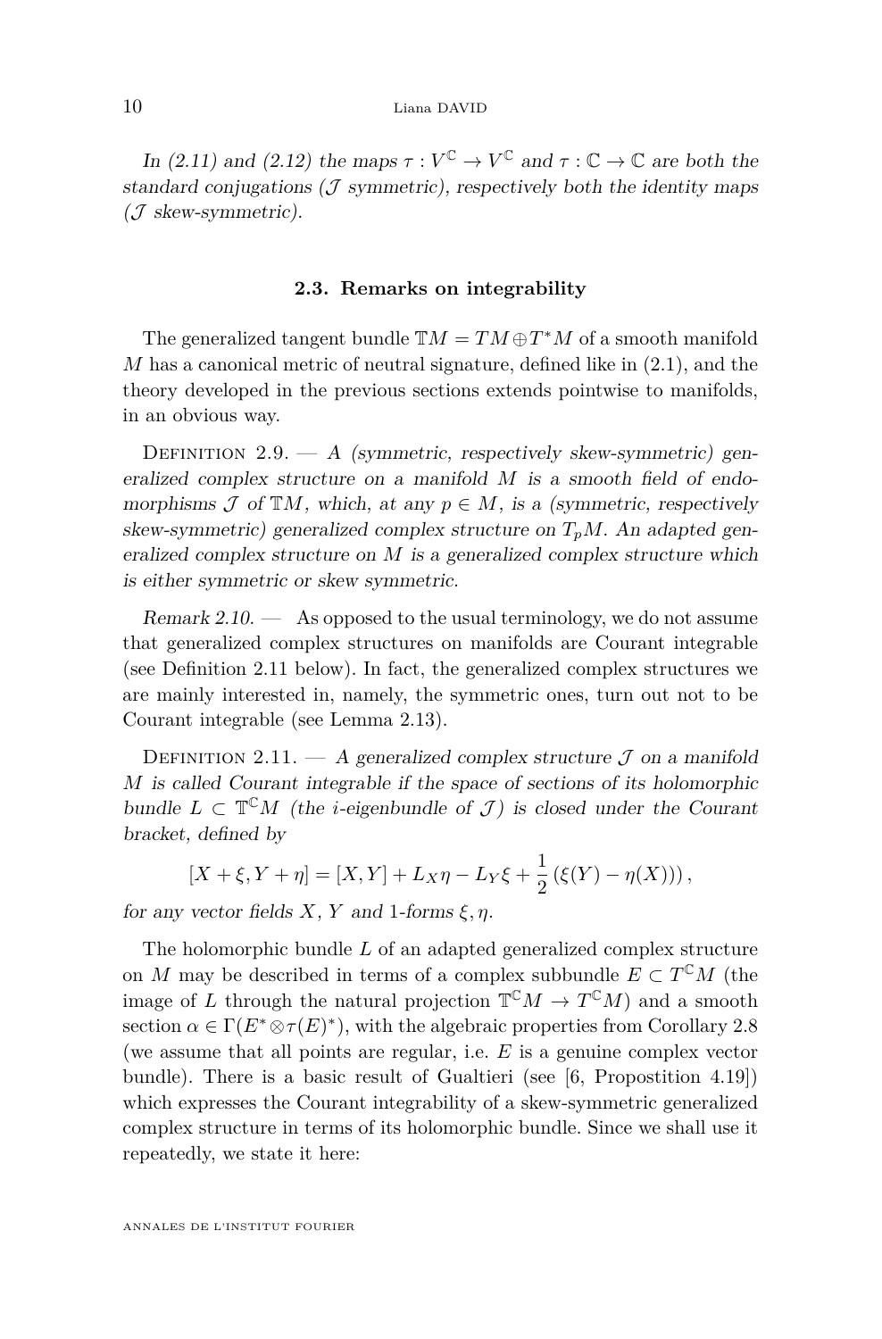*In (2.11) and (2.12) the maps $\tau : V^{\mathbb{C}} \to V^{\mathbb{C}}$ and $\tau : \mathbb{C} \to \mathbb{C}$ are both the standard conjugations ($\mathcal{J}$ symmetric), respectively both the identity maps ($\mathcal{J}$ skew-symmetric).*

### 2.3. Remarks on integrability

The generalized tangent bundle $\mathbb{T}M = TM \oplus T^*M$ of a smooth manifold $M$ has a canonical metric of neutral signature, defined like in (2.1), and the theory developed in the previous sections extends pointwise to manifolds, in an obvious way.

Definition 2.9. — *A (symmetric, respectively skew-symmetric) generalized complex structure on a manifold $M$ is a smooth field of endomorphisms $\mathcal{J}$ of $\mathbb{T}M$, which, at any $p \in M$, is a (symmetric, respectively skew-symmetric) generalized complex structure on $T_pM$. An adapted generalized complex structure on $M$ is a generalized complex structure which is either symmetric or skew symmetric.*

*Remark 2.10.* — As opposed to the usual terminology, we do not assume that generalized complex structures on manifolds are Courant integrable (see Definition 2.11 below). In fact, the generalized complex structures we are mainly interested in, namely, the symmetric ones, turn out not to be Courant integrable (see Lemma 2.13).

Definition 2.11. — *A generalized complex structure $\mathcal{J}$ on a manifold $M$ is called Courant integrable if the space of sections of its holomorphic bundle $L \subset \mathbb{T}^{\mathbb{C}}M$ (the $i$-eigenbundle of $\mathcal{J}$) is closed under the Courant bracket, defined by*

$$[X + \xi, Y + \eta] = [X, Y] + L_X\eta - L_Y\xi + \frac{1}{2}\left(\xi(Y) - \eta(X)\right),$$

*for any vector fields $X$, $Y$ and 1-forms $\xi, \eta$.*

The holomorphic bundle $L$ of an adapted generalized complex structure on $M$ may be described in terms of a complex subbundle $E \subset T^{\mathbb{C}}M$ (the image of $L$ through the natural projection $\mathbb{T}^{\mathbb{C}}M \to T^{\mathbb{C}}M$) and a smooth section $\alpha \in \Gamma(E^* \otimes \tau(E)^*)$, with the algebraic properties from Corollary 2.8 (we assume that all points are regular, i.e. $E$ is a genuine complex vector bundle). There is a basic result of Gualtieri (see [6, Propostition 4.19]) which expresses the Courant integrability of a skew-symmetric generalized complex structure in terms of its holomorphic bundle. Since we shall use it repeatedly, we state it here: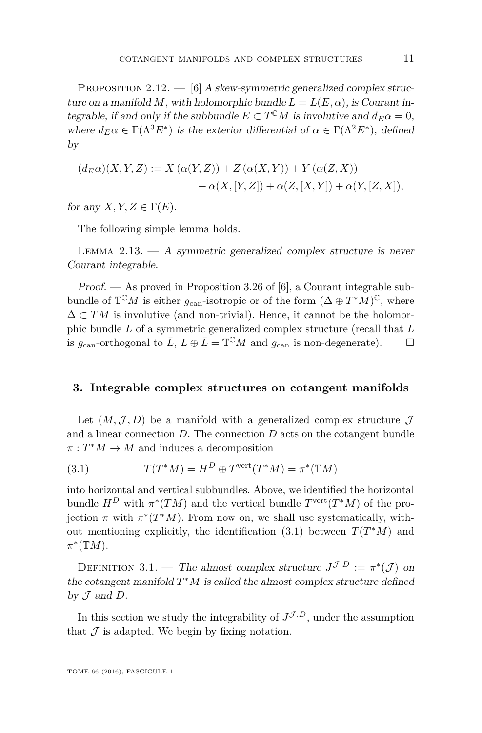Proposition 2.12. — [6] *A skew-symmetric generalized complex structure on a manifold $M$, with holomorphic bundle $L = L(E, \alpha)$, is Courant integrable, if and only if the subbundle $E \subset T^{\mathbb{C}}M$ is involutive and $d_E\alpha = 0$, where $d_E\alpha \in \Gamma(\Lambda^3 E^*)$ is the exterior differential of $\alpha \in \Gamma(\Lambda^2 E^*)$, defined by*

$$
\begin{aligned}
(d_E\alpha)(X, Y, Z) := X\left(\alpha(Y, Z)\right) + Z\left(\alpha(X, Y)\right) + Y\left(\alpha(Z, X)\right) \\
+ \alpha(X, [Y, Z]) + \alpha(Z, [X, Y]) + \alpha(Y, [Z, X]),
\end{aligned}
$$

*for any $X, Y, Z \in \Gamma(E)$.*

The following simple lemma holds.

Lemma 2.13. — *A symmetric generalized complex structure is never Courant integrable.*

*Proof.* — As proved in Proposition 3.26 of [6], a Courant integrable subbundle of $\mathbb{T}^{\mathbb{C}}M$ is either $g_{\mathrm{can}}$-isotropic or of the form $(\Delta \oplus T^*M)^{\mathbb{C}}$, where $\Delta \subset TM$ is involutive (and non-trivial). Hence, it cannot be the holomorphic bundle $L$ of a symmetric generalized complex structure (recall that $L$ is $g_{\mathrm{can}}$-orthogonal to $\bar{L}$, $L \oplus \bar{L} = \mathbb{T}^{\mathbb{C}}M$ and $g_{\mathrm{can}}$ is non-degenerate). □

## 3. Integrable complex structures on cotangent manifolds

Let $(M, \mathcal{J}, D)$ be a manifold with a generalized complex structure $\mathcal{J}$ and a linear connection $D$. The connection $D$ acts on the cotangent bundle $\pi : T^*M \to M$ and induces a decomposition

$$
T(T^*M) = H^D \oplus T^{\mathrm{vert}}(T^*M) = \pi^*(\mathbb{T}M) \tag{3.1}
$$

into horizontal and vertical subbundles. Above, we identified the horizontal bundle $H^D$ with $\pi^*(TM)$ and the vertical bundle $T^{\mathrm{vert}}(T^*M)$ of the projection $\pi$ with $\pi^*(T^*M)$. From now on, we shall use systematically, without mentioning explicitly, the identification (3.1) between $T(T^*M)$ and $\pi^*(\mathbb{T}M)$.

Definition 3.1. — *The almost complex structure $J^{\mathcal{J},D} := \pi^*(\mathcal{J})$ on the cotangent manifold $T^*M$ is called the almost complex structure defined by $\mathcal{J}$ and $D$.*

In this section we study the integrability of $J^{\mathcal{J},D}$, under the assumption that $\mathcal{J}$ is adapted. We begin by fixing notation.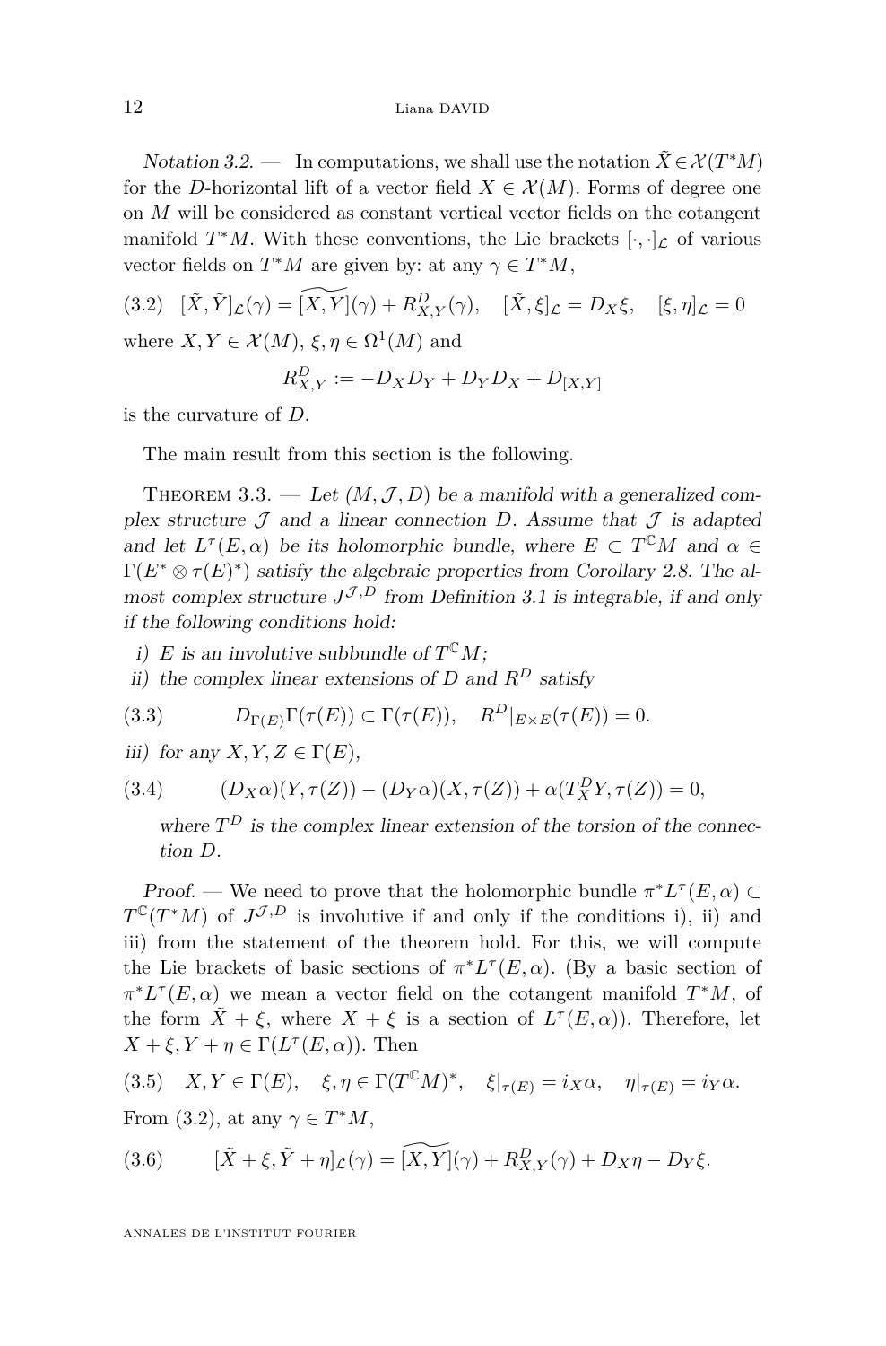*Notation 3.2.* — In computations, we shall use the notation $\tilde{X} \in \mathcal{X}(T^*M)$ for the $D$-horizontal lift of a vector field $X \in \mathcal{X}(M)$. Forms of degree one on $M$ will be considered as constant vertical vector fields on the cotangent manifold $T^*M$. With these conventions, the Lie brackets $[\cdot,\cdot]_{\mathcal{L}}$ of various vector fields on $T^*M$ are given by: at any $\gamma \in T^*M$,

$$[\tilde{X}, \tilde{Y}]_{\mathcal{L}}(\gamma) = \widetilde{[X,Y]}(\gamma) + R^D_{X,Y}(\gamma), \quad [\tilde{X}, \xi]_{\mathcal{L}} = D_X\xi, \quad [\xi, \eta]_{\mathcal{L}} = 0 \tag{3.2}$$

where $X, Y \in \mathcal{X}(M)$, $\xi, \eta \in \Omega^1(M)$ and

$$R^D_{X,Y} := -D_X D_Y + D_Y D_X + D_{[X,Y]}$$

is the curvature of $D$.

The main result from this section is the following.

Theorem 3.3. — *Let $(M, \mathcal{J}, D)$ be a manifold with a generalized complex structure $\mathcal{J}$ and a linear connection $D$. Assume that $\mathcal{J}$ is adapted and let $L^\tau(E, \alpha)$ be its holomorphic bundle, where $E \subset T^{\mathbb{C}}M$ and $\alpha \in \Gamma(E^* \otimes \tau(E)^*)$ satisfy the algebraic properties from Corollary 2.8. The almost complex structure $J^{\mathcal{J},D}$ from Definition 3.1 is integrable, if and only if the following conditions hold:*

*i) $E$ is an involutive subbundle of $T^{\mathbb{C}}M$;*

*ii) the complex linear extensions of $D$ and $R^D$ satisfy*

$$D_{\Gamma(E)}\Gamma(\tau(E)) \subset \Gamma(\tau(E)), \quad R^D|_{E\times E}(\tau(E)) = 0. \tag{3.3}$$

*iii) for any $X, Y, Z \in \Gamma(E)$,*

$$(D_X\alpha)(Y, \tau(Z)) - (D_Y\alpha)(X, \tau(Z)) + \alpha(T^D_X Y, \tau(Z)) = 0, \tag{3.4}$$

*where $T^D$ is the complex linear extension of the torsion of the connection $D$.*

*Proof.* — We need to prove that the holomorphic bundle $\pi^*L^\tau(E,\alpha) \subset T^{\mathbb{C}}(T^*M)$ of $J^{\mathcal{J},D}$ is involutive if and only if the conditions i), ii) and iii) from the statement of the theorem hold. For this, we will compute the Lie brackets of basic sections of $\pi^*L^\tau(E,\alpha)$. (By a basic section of $\pi^*L^\tau(E,\alpha)$ we mean a vector field on the cotangent manifold $T^*M$, of the form $\tilde{X} + \xi$, where $X + \xi$ is a section of $L^\tau(E,\alpha)$). Therefore, let $X + \xi, Y + \eta \in \Gamma(L^\tau(E,\alpha))$. Then

$$X, Y \in \Gamma(E), \quad \xi, \eta \in \Gamma(T^{\mathbb{C}}M)^*, \quad \xi|_{\tau(E)} = i_X\alpha, \quad \eta|_{\tau(E)} = i_Y\alpha. \tag{3.5}$$

From (3.2), at any $\gamma \in T^*M$,

$$[\tilde{X} + \xi, \tilde{Y} + \eta]_{\mathcal{L}}(\gamma) = \widetilde{[X,Y]}(\gamma) + R^D_{X,Y}(\gamma) + D_X\eta - D_Y\xi. \tag{3.6}$$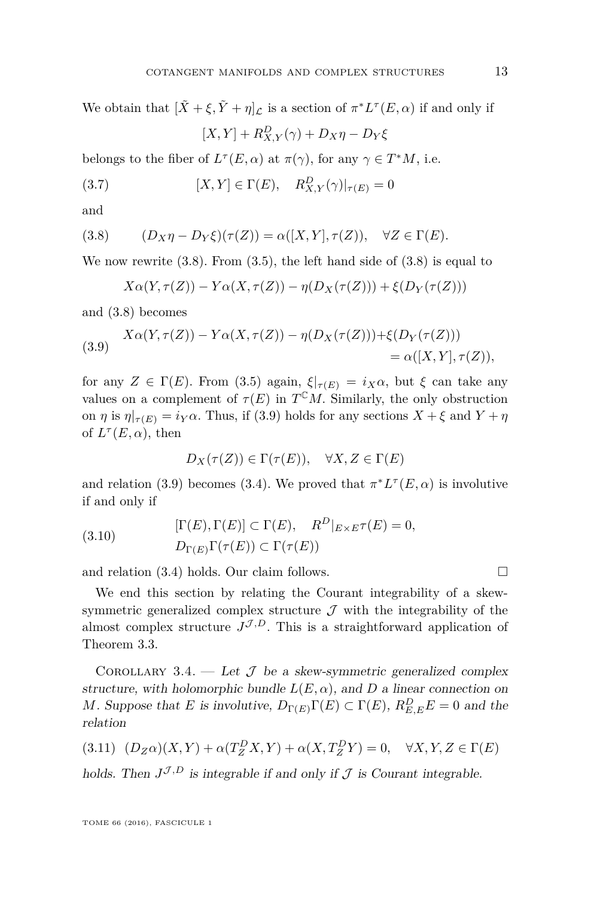We obtain that $[\tilde{X} + \xi, \tilde{Y} + \eta]_{\mathcal{L}}$ is a section of $\pi^* L^\tau(E, \alpha)$ if and only if

$$[X, Y] + R^D_{X,Y}(\gamma) + D_X \eta - D_Y \xi$$

belongs to the fiber of $L^\tau(E, \alpha)$ at $\pi(\gamma)$, for any $\gamma \in T^*M$, i.e.

$$[X, Y] \in \Gamma(E), \quad R^D_{X,Y}(\gamma)|_{\tau(E)} = 0 \tag{3.7}$$

and

$$(D_X \eta - D_Y \xi)(\tau(Z)) = \alpha([X, Y], \tau(Z)), \quad \forall Z \in \Gamma(E). \tag{3.8}$$

We now rewrite (3.8). From (3.5), the left hand side of (3.8) is equal to

$$X\alpha(Y, \tau(Z)) - Y\alpha(X, \tau(Z)) - \eta(D_X(\tau(Z))) + \xi(D_Y(\tau(Z)))$$

and (3.8) becomes

$$\begin{aligned} X\alpha(Y, \tau(Z)) - Y\alpha(X, \tau(Z)) - \eta(D_X(\tau(Z))) + \xi(D_Y(\tau(Z))) \\ = \alpha([X, Y], \tau(Z)), \end{aligned} \tag{3.9}$$

for any $Z \in \Gamma(E)$. From (3.5) again, $\xi|_{\tau(E)} = i_X \alpha$, but $\xi$ can take any values on a complement of $\tau(E)$ in $T^{\mathbb{C}}M$. Similarly, the only obstruction on $\eta$ is $\eta|_{\tau(E)} = i_Y \alpha$. Thus, if (3.9) holds for any sections $X + \xi$ and $Y + \eta$ of $L^\tau(E, \alpha)$, then

$$D_X(\tau(Z)) \in \Gamma(\tau(E)), \quad \forall X, Z \in \Gamma(E)$$

and relation (3.9) becomes (3.4). We proved that $\pi^* L^\tau(E, \alpha)$ is involutive if and only if

$$\begin{aligned} &[\Gamma(E), \Gamma(E)] \subset \Gamma(E), \quad R^D|_{E \times E} \tau(E) = 0, \\ &D_{\Gamma(E)} \Gamma(\tau(E)) \subset \Gamma(\tau(E)) \end{aligned} \tag{3.10}$$

and relation (3.4) holds. Our claim follows. □

We end this section by relating the Courant integrability of a skew-symmetric generalized complex structure $\mathcal{J}$ with the integrability of the almost complex structure $J^{\mathcal{J}, D}$. This is a straightforward application of Theorem 3.3.

Corollary 3.4. — *Let $\mathcal{J}$ be a skew-symmetric generalized complex structure, with holomorphic bundle $L(E, \alpha)$, and $D$ a linear connection on $M$. Suppose that $E$ is involutive, $D_{\Gamma(E)} \Gamma(E) \subset \Gamma(E)$, $R^D_{E,E} E = 0$ and the relation*

$$(D_Z \alpha)(X, Y) + \alpha(T^D_Z X, Y) + \alpha(X, T^D_Z Y) = 0, \quad \forall X, Y, Z \in \Gamma(E) \tag{3.11}$$

*holds. Then $J^{\mathcal{J}, D}$ is integrable if and only if $\mathcal{J}$ is Courant integrable.*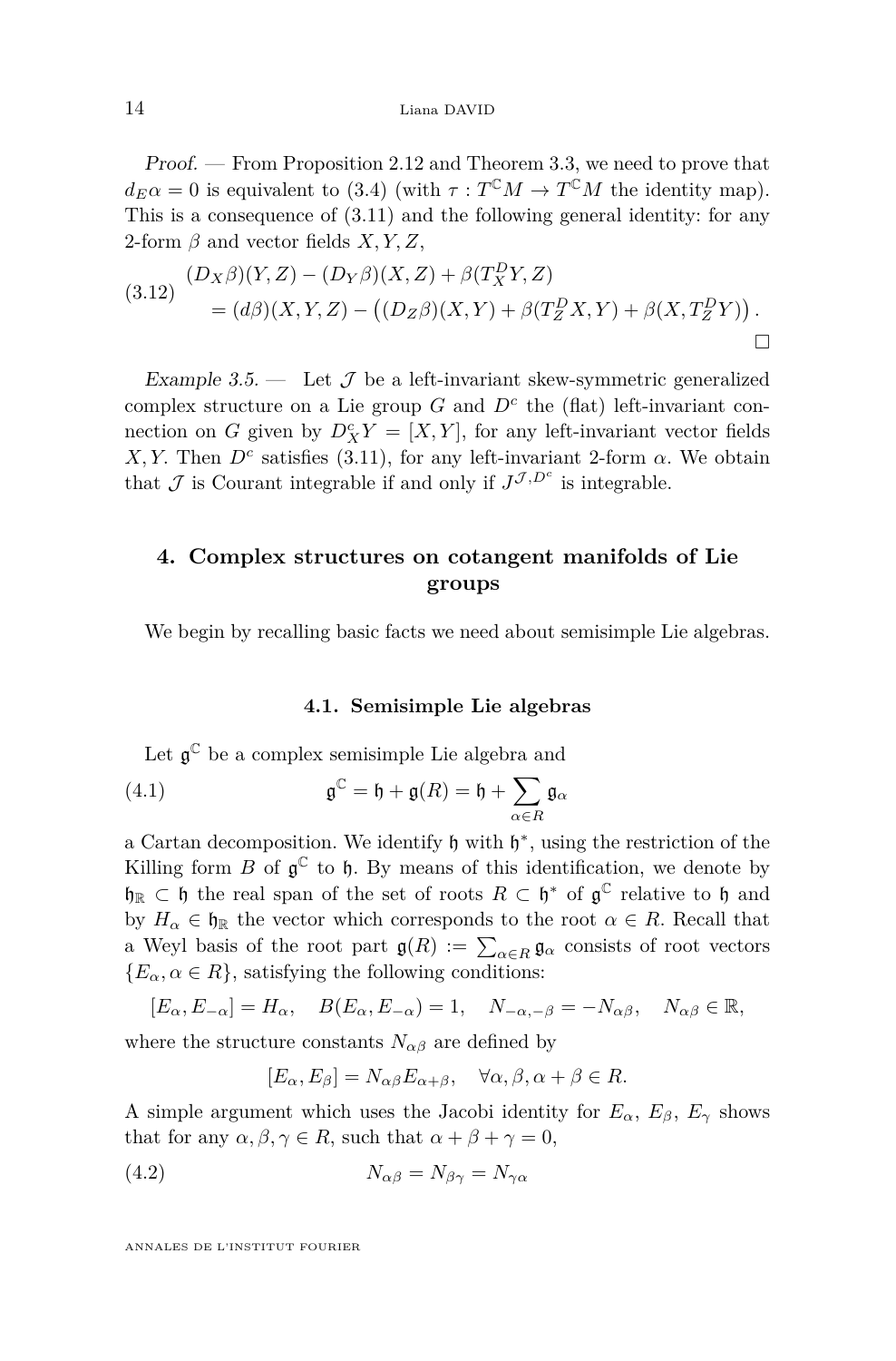*Proof.* — From Proposition 2.12 and Theorem 3.3, we need to prove that $d_E\alpha = 0$ is equivalent to (3.4) (with $\tau : T^{\mathbb{C}}M \to T^{\mathbb{C}}M$ the identity map). This is a consequence of (3.11) and the following general identity: for any 2-form $\beta$ and vector fields $X, Y, Z$,

$$\begin{aligned}(D_X\beta)(Y,Z) - (D_Y\beta)(X,Z) + \beta(T^D_X Y, Z)\\ = (d\beta)(X,Y,Z) - \left((D_Z\beta)(X,Y) + \beta(T^D_Z X, Y) + \beta(X, T^D_Z Y)\right).\end{aligned} \tag{3.12}$$

□

*Example 3.5.* — Let $\mathcal{J}$ be a left-invariant skew-symmetric generalized complex structure on a Lie group $G$ and $D^c$ the (flat) left-invariant connection on $G$ given by $D^c_X Y = [X,Y]$, for any left-invariant vector fields $X, Y$. Then $D^c$ satisfies (3.11), for any left-invariant 2-form $\alpha$. We obtain that $\mathcal{J}$ is Courant integrable if and only if $J^{\mathcal{J},D^c}$ is integrable.

## 4. Complex structures on cotangent manifolds of Lie groups

We begin by recalling basic facts we need about semisimple Lie algebras.

### 4.1. Semisimple Lie algebras

Let $\mathfrak{g}^{\mathbb{C}}$ be a complex semisimple Lie algebra and

$$\mathfrak{g}^{\mathbb{C}} = \mathfrak{h} + \mathfrak{g}(R) = \mathfrak{h} + \sum_{\alpha\in R}\mathfrak{g}_\alpha \tag{4.1}$$

a Cartan decomposition. We identify $\mathfrak{h}$ with $\mathfrak{h}^*$, using the restriction of the Killing form $B$ of $\mathfrak{g}^{\mathbb{C}}$ to $\mathfrak{h}$. By means of this identification, we denote by $\mathfrak{h}_{\mathbb{R}} \subset \mathfrak{h}$ the real span of the set of roots $R \subset \mathfrak{h}^*$ of $\mathfrak{g}^{\mathbb{C}}$ relative to $\mathfrak{h}$ and by $H_\alpha \in \mathfrak{h}_{\mathbb{R}}$ the vector which corresponds to the root $\alpha \in R$. Recall that a Weyl basis of the root part $\mathfrak{g}(R) := \sum_{\alpha\in R}\mathfrak{g}_\alpha$ consists of root vectors $\{E_\alpha, \alpha \in R\}$, satisfying the following conditions:

$$[E_\alpha, E_{-\alpha}] = H_\alpha, \quad B(E_\alpha, E_{-\alpha}) = 1, \quad N_{-\alpha,-\beta} = -N_{\alpha\beta}, \quad N_{\alpha\beta} \in \mathbb{R},$$

where the structure constants $N_{\alpha\beta}$ are defined by

$$[E_\alpha, E_\beta] = N_{\alpha\beta}E_{\alpha+\beta}, \quad \forall \alpha, \beta, \alpha+\beta \in R.$$

A simple argument which uses the Jacobi identity for $E_\alpha$, $E_\beta$, $E_\gamma$ shows that for any $\alpha, \beta, \gamma \in R$, such that $\alpha + \beta + \gamma = 0$,

$$N_{\alpha\beta} = N_{\beta\gamma} = N_{\gamma\alpha} \tag{4.2}$$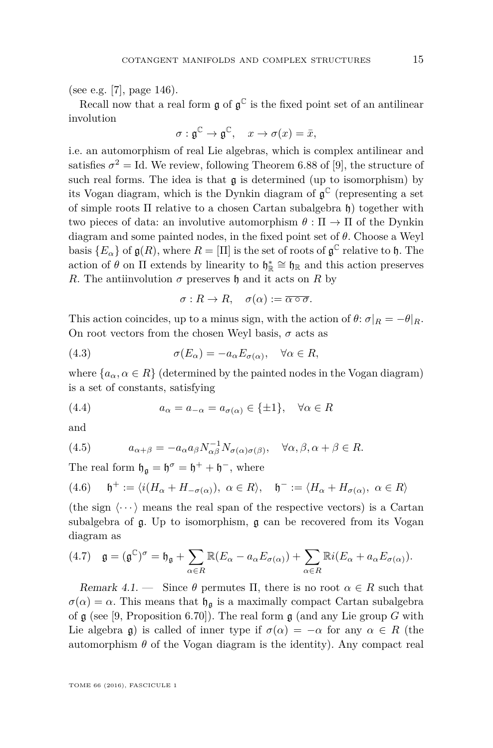(see e.g. [7], page 146).

Recall now that a real form $\mathfrak{g}$ of $\mathfrak{g}^{\mathbb{C}}$ is the fixed point set of an antilinear involution

$$\sigma : \mathfrak{g}^{\mathbb{C}} \to \mathfrak{g}^{\mathbb{C}}, \quad x \to \sigma(x) = \bar{x},$$

i.e. an automorphism of real Lie algebras, which is complex antilinear and satisfies $\sigma^2 = \mathrm{Id}$. We review, following Theorem 6.88 of [9], the structure of such real forms. The idea is that $\mathfrak{g}$ is determined (up to isomorphism) by its Vogan diagram, which is the Dynkin diagram of $\mathfrak{g}^{\mathbb{C}}$ (representing a set of simple roots $\Pi$ relative to a chosen Cartan subalgebra $\mathfrak{h}$) together with two pieces of data: an involutive automorphism $\theta : \Pi \to \Pi$ of the Dynkin diagram and some painted nodes, in the fixed point set of $\theta$. Choose a Weyl basis $\{E_\alpha\}$ of $\mathfrak{g}(R)$, where $R = [\Pi]$ is the set of roots of $\mathfrak{g}^{\mathbb{C}}$ relative to $\mathfrak{h}$. The action of $\theta$ on $\Pi$ extends by linearity to $\mathfrak{h}^*_{\mathbb{R}} \cong \mathfrak{h}_{\mathbb{R}}$ and this action preserves $R$. The antiinvolution $\sigma$ preserves $\mathfrak{h}$ and it acts on $R$ by

$$\sigma : R \to R, \quad \sigma(\alpha) := \overline{\alpha \circ \sigma}.$$

This action coincides, up to a minus sign, with the action of $\theta$: $\sigma|_R = -\theta|_R$. On root vectors from the chosen Weyl basis, $\sigma$ acts as

$$\sigma(E_\alpha) = -a_\alpha E_{\sigma(\alpha)}, \quad \forall \alpha \in R, \tag{4.3}$$

where $\{a_\alpha, \alpha \in R\}$ (determined by the painted nodes in the Vogan diagram) is a set of constants, satisfying

$$a_\alpha = a_{-\alpha} = a_{\sigma(\alpha)} \in \{\pm 1\}, \quad \forall \alpha \in R \tag{4.4}$$

and

$$a_{\alpha+\beta} = -a_\alpha a_\beta N_{\alpha\beta}^{-1} N_{\sigma(\alpha)\sigma(\beta)}, \quad \forall \alpha, \beta, \alpha+\beta \in R. \tag{4.5}$$

The real form $\mathfrak{h}_{\mathfrak{g}} = \mathfrak{h}^\sigma = \mathfrak{h}^+ + \mathfrak{h}^-$, where

$$\mathfrak{h}^+ := \langle i(H_\alpha + H_{-\sigma(\alpha)}),\ \alpha \in R \rangle, \quad \mathfrak{h}^- := \langle H_\alpha + H_{\sigma(\alpha)},\ \alpha \in R \rangle \tag{4.6}$$

(the sign $\langle \cdots \rangle$ means the real span of the respective vectors) is a Cartan subalgebra of $\mathfrak{g}$. Up to isomorphism, $\mathfrak{g}$ can be recovered from its Vogan diagram as

$$\mathfrak{g} = (\mathfrak{g}^{\mathbb{C}})^\sigma = \mathfrak{h}_{\mathfrak{g}} + \sum_{\alpha \in R} \mathbb{R}(E_\alpha - a_\alpha E_{\sigma(\alpha)}) + \sum_{\alpha \in R} \mathbb{R} i(E_\alpha + a_\alpha E_{\sigma(\alpha)}). \tag{4.7}$$

*Remark 4.1.* — Since $\theta$ permutes $\Pi$, there is no root $\alpha \in R$ such that $\sigma(\alpha) = \alpha$. This means that $\mathfrak{h}_{\mathfrak{g}}$ is a maximally compact Cartan subalgebra of $\mathfrak{g}$ (see [9, Proposition 6.70]). The real form $\mathfrak{g}$ (and any Lie group $G$ with Lie algebra $\mathfrak{g}$) is called of inner type if $\sigma(\alpha) = -\alpha$ for any $\alpha \in R$ (the automorphism $\theta$ of the Vogan diagram is the identity). Any compact real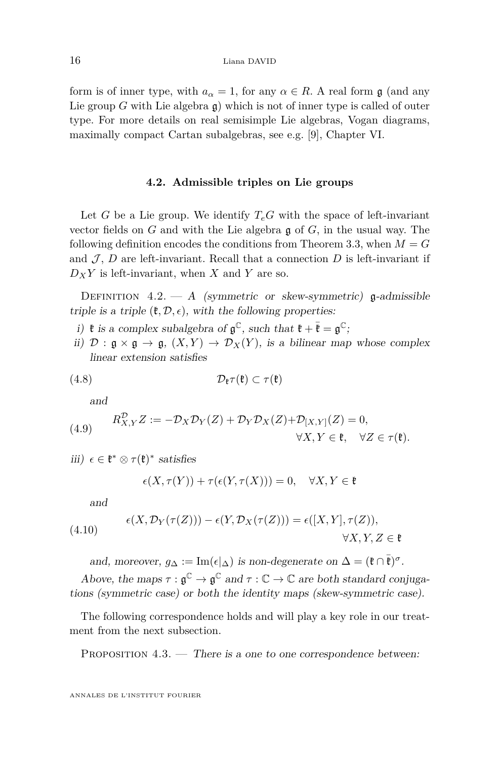form is of inner type, with $a_\alpha = 1$, for any $\alpha \in R$. A real form $\mathfrak{g}$ (and any Lie group $G$ with Lie algebra $\mathfrak{g}$) which is not of inner type is called of outer type. For more details on real semisimple Lie algebras, Vogan diagrams, maximally compact Cartan subalgebras, see e.g. [9], Chapter VI.

### 4.2. Admissible triples on Lie groups

Let $G$ be a Lie group. We identify $T_eG$ with the space of left-invariant vector fields on $G$ and with the Lie algebra $\mathfrak{g}$ of $G$, in the usual way. The following definition encodes the conditions from Theorem 3.3, when $M = G$ and $\mathcal{J}$, $D$ are left-invariant. Recall that a connection $D$ is left-invariant if $D_X Y$ is left-invariant, when $X$ and $Y$ are so.

Definition 4.2. — *A (symmetric or skew-symmetric) $\mathfrak{g}$-admissible triple is a triple $(\mathfrak{k}, \mathcal{D}, \epsilon)$, with the following properties:*

*i) $\mathfrak{k}$ is a complex subalgebra of $\mathfrak{g}^{\mathbb{C}}$, such that $\mathfrak{k} + \bar{\mathfrak{k}} = \mathfrak{g}^{\mathbb{C}}$;*

*ii) $\mathcal{D} : \mathfrak{g} \times \mathfrak{g} \to \mathfrak{g}$, $(X, Y) \to \mathcal{D}_X(Y)$, is a bilinear map whose complex linear extension satisfies*

$$\mathcal{D}_{\mathfrak{k}} \tau(\mathfrak{k}) \subset \tau(\mathfrak{k}) \tag{4.8}$$

*and*

$$R^{\mathcal{D}}_{X,Y} Z := -\mathcal{D}_X \mathcal{D}_Y(Z) + \mathcal{D}_Y \mathcal{D}_X(Z) + \mathcal{D}_{[X,Y]}(Z) = 0, \quad \forall X, Y \in \mathfrak{k}, \quad \forall Z \in \tau(\mathfrak{k}). \tag{4.9}$$

*iii) $\epsilon \in \mathfrak{k}^* \otimes \tau(\mathfrak{k})^*$ satisfies*

$$\epsilon(X, \tau(Y)) + \tau(\epsilon(Y, \tau(X))) = 0, \quad \forall X, Y \in \mathfrak{k}$$

*and*

$$\epsilon(X, \mathcal{D}_Y(\tau(Z))) - \epsilon(Y, \mathcal{D}_X(\tau(Z))) = \epsilon([X, Y], \tau(Z)), \quad \forall X, Y, Z \in \mathfrak{k} \tag{4.10}$$

*and, moreover, $g_\Delta := \mathrm{Im}(\epsilon|_\Delta)$ is non-degenerate on $\Delta = (\mathfrak{k} \cap \bar{\mathfrak{k}})^\sigma$.*

*Above, the maps $\tau : \mathfrak{g}^{\mathbb{C}} \to \mathfrak{g}^{\mathbb{C}}$ and $\tau : \mathbb{C} \to \mathbb{C}$ are both standard conjugations (symmetric case) or both the identity maps (skew-symmetric case).*

The following correspondence holds and will play a key role in our treatment from the next subsection.

Proposition 4.3. — *There is a one to one correspondence between:*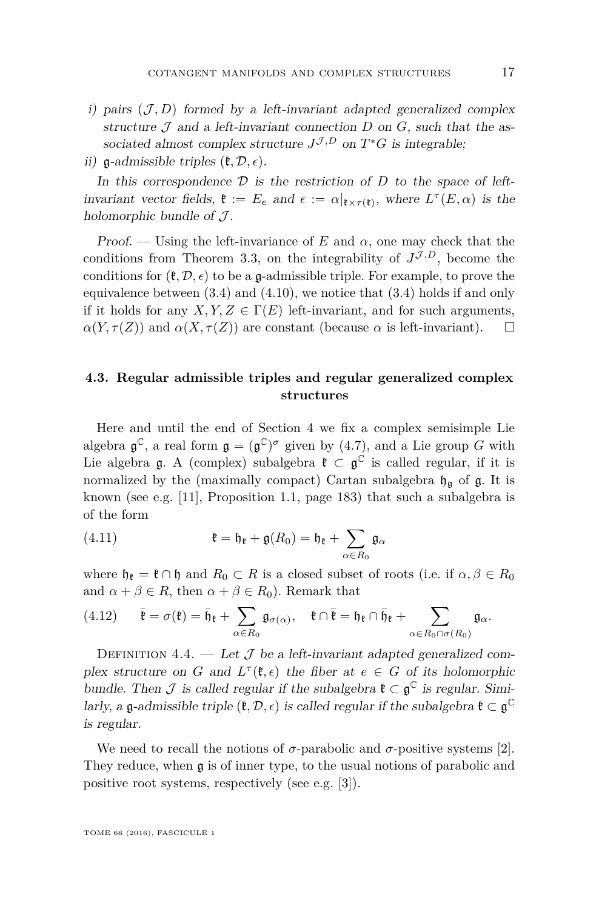*i) pairs $(\mathcal{J}, D)$ formed by a left-invariant adapted generalized complex structure $\mathcal{J}$ and a left-invariant connection $D$ on $G$, such that the associated almost complex structure $J^{\mathcal{J},D}$ on $T^*G$ is integrable;*

*ii) $\mathfrak{g}$-admissible triples $(\mathfrak{k}, \mathcal{D}, \epsilon)$.*

*In this correspondence $\mathcal{D}$ is the restriction of $D$ to the space of left-invariant vector fields, $\mathfrak{k} := E_e$ and $\epsilon := \alpha|_{\mathfrak{k}\times\tau(\mathfrak{k})}$, where $L^\tau(E, \alpha)$ is the holomorphic bundle of $\mathcal{J}$.*

*Proof.* — Using the left-invariance of $E$ and $\alpha$, one may check that the conditions from Theorem 3.3, on the integrability of $J^{\mathcal{J},D}$, become the conditions for $(\mathfrak{k}, \mathcal{D}, \epsilon)$ to be a $\mathfrak{g}$-admissible triple. For example, to prove the equivalence between (3.4) and (4.10), we notice that (3.4) holds if and only if it holds for any $X, Y, Z \in \Gamma(E)$ left-invariant, and for such arguments, $\alpha(Y, \tau(Z))$ and $\alpha(X, \tau(Z))$ are constant (because $\alpha$ is left-invariant). ☐

### 4.3. Regular admissible triples and regular generalized complex structures

Here and until the end of Section 4 we fix a complex semisimple Lie algebra $\mathfrak{g}^{\mathbb{C}}$, a real form $\mathfrak{g} = (\mathfrak{g}^{\mathbb{C}})^\sigma$ given by (4.7), and a Lie group $G$ with Lie algebra $\mathfrak{g}$. A (complex) subalgebra $\mathfrak{k} \subset \mathfrak{g}^{\mathbb{C}}$ is called regular, if it is normalized by the (maximally compact) Cartan subalgebra $\mathfrak{h}_{\mathfrak{g}}$ of $\mathfrak{g}$. It is known (see e.g. [11], Proposition 1.1, page 183) that such a subalgebra is of the form

$$\mathfrak{k} = \mathfrak{h}_{\mathfrak{k}} + \mathfrak{g}(R_0) = \mathfrak{h}_{\mathfrak{k}} + \sum_{\alpha\in R_0} \mathfrak{g}_\alpha \tag{4.11}$$

where $\mathfrak{h}_{\mathfrak{k}} = \mathfrak{k} \cap \mathfrak{h}$ and $R_0 \subset R$ is a closed subset of roots (i.e. if $\alpha, \beta \in R_0$ and $\alpha + \beta \in R$, then $\alpha + \beta \in R_0$). Remark that

$$\bar{\mathfrak{k}} = \sigma(\mathfrak{k}) = \bar{\mathfrak{h}}_{\mathfrak{k}} + \sum_{\alpha\in R_0} \mathfrak{g}_{\sigma(\alpha)}, \quad \mathfrak{k} \cap \bar{\mathfrak{k}} = \mathfrak{h}_{\mathfrak{k}} \cap \bar{\mathfrak{h}}_{\mathfrak{k}} + \sum_{\alpha\in R_0\cap\sigma(R_0)} \mathfrak{g}_\alpha. \tag{4.12}$$

Definition 4.4. — *Let $\mathcal{J}$ be a left-invariant adapted generalized complex structure on $G$ and $L^\tau(\mathfrak{k}, \epsilon)$ the fiber at $e \in G$ of its holomorphic bundle. Then $\mathcal{J}$ is called regular if the subalgebra $\mathfrak{k} \subset \mathfrak{g}^{\mathbb{C}}$ is regular. Similarly, a $\mathfrak{g}$-admissible triple $(\mathfrak{k}, \mathcal{D}, \epsilon)$ is called regular if the subalgebra $\mathfrak{k} \subset \mathfrak{g}^{\mathbb{C}}$ is regular.*

We need to recall the notions of $\sigma$-parabolic and $\sigma$-positive systems [2]. They reduce, when $\mathfrak{g}$ is of inner type, to the usual notions of parabolic and positive root systems, respectively (see e.g. [3]).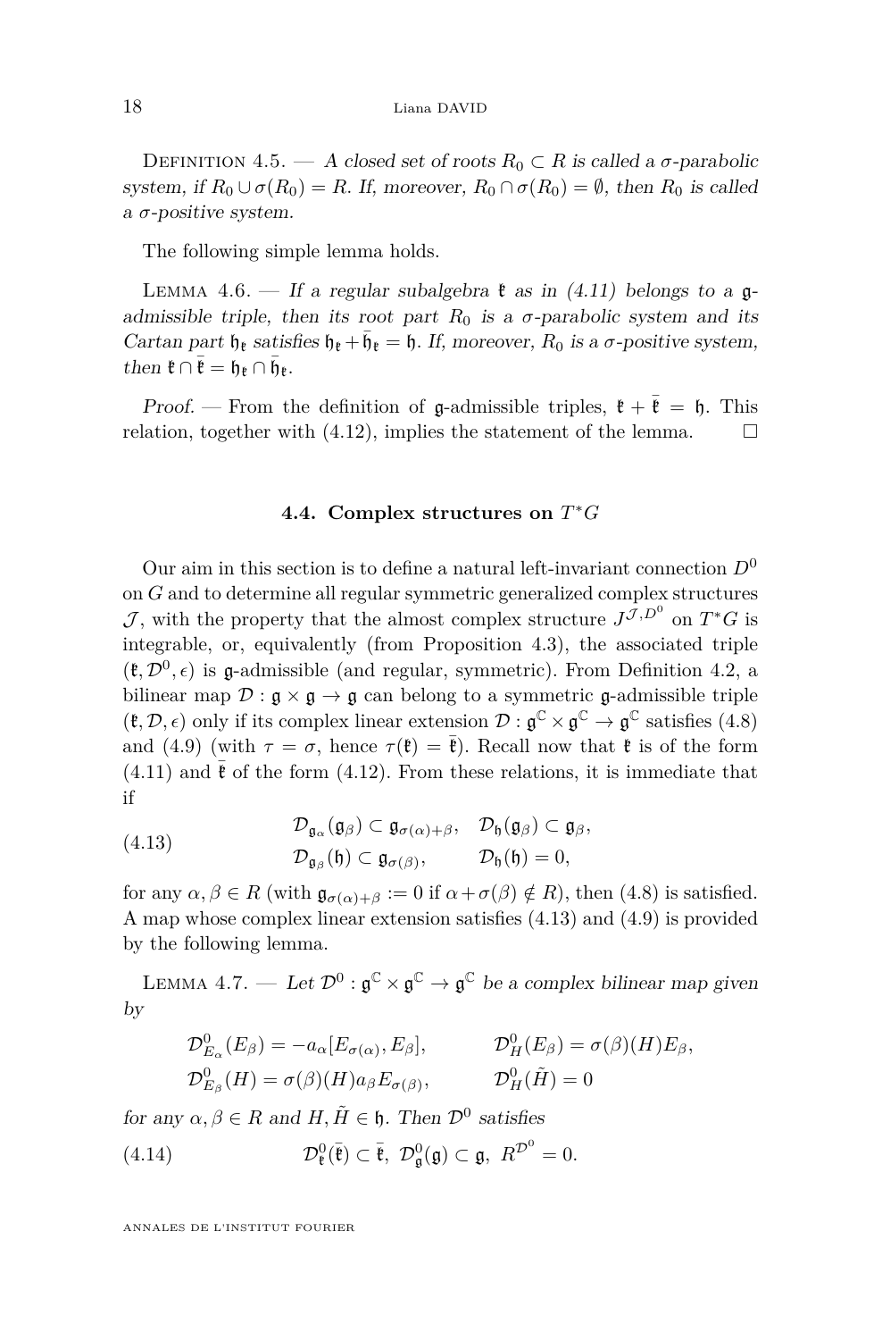Definition 4.5. — *A closed set of roots $R_0 \subset R$ is called a $\sigma$-parabolic system, if $R_0 \cup \sigma(R_0) = R$. If, moreover, $R_0 \cap \sigma(R_0) = \emptyset$, then $R_0$ is called a $\sigma$-positive system.*

The following simple lemma holds.

Lemma 4.6. — *If a regular subalgebra $\mathfrak{k}$ as in (4.11) belongs to a $\mathfrak{g}$-admissible triple, then its root part $R_0$ is a $\sigma$-parabolic system and its Cartan part $\mathfrak{h}_{\mathfrak{k}}$ satisfies $\mathfrak{h}_{\mathfrak{k}} + \bar{\mathfrak{h}}_{\mathfrak{k}} = \mathfrak{h}$. If, moreover, $R_0$ is a $\sigma$-positive system, then $\mathfrak{k} \cap \bar{\mathfrak{k}} = \mathfrak{h}_{\mathfrak{k}} \cap \bar{\mathfrak{h}}_{\mathfrak{k}}$.*

*Proof.* — From the definition of $\mathfrak{g}$-admissible triples, $\mathfrak{k} + \bar{\mathfrak{k}} = \mathfrak{h}$. This relation, together with (4.12), implies the statement of the lemma. $\square$

### 4.4. Complex structures on $T^*G$

Our aim in this section is to define a natural left-invariant connection $D^0$ on $G$ and to determine all regular symmetric generalized complex structures $\mathcal{J}$, with the property that the almost complex structure $J^{\mathcal{J},D^0}$ on $T^*G$ is integrable, or, equivalently (from Proposition 4.3), the associated triple $(\mathfrak{k}, \mathcal{D}^0, \epsilon)$ is $\mathfrak{g}$-admissible (and regular, symmetric). From Definition 4.2, a bilinear map $\mathcal{D} : \mathfrak{g} \times \mathfrak{g} \to \mathfrak{g}$ can belong to a symmetric $\mathfrak{g}$-admissible triple $(\mathfrak{k}, \mathcal{D}, \epsilon)$ only if its complex linear extension $\mathcal{D} : \mathfrak{g}^{\mathbb{C}} \times \mathfrak{g}^{\mathbb{C}} \to \mathfrak{g}^{\mathbb{C}}$ satisfies (4.8) and (4.9) (with $\tau = \sigma$, hence $\tau(\mathfrak{k}) = \bar{\mathfrak{k}}$). Recall now that $\mathfrak{k}$ is of the form (4.11) and $\bar{\mathfrak{k}}$ of the form (4.12). From these relations, it is immediate that if

$$\begin{aligned} &\mathcal{D}_{\mathfrak{g}_\alpha}(\mathfrak{g}_\beta) \subset \mathfrak{g}_{\sigma(\alpha)+\beta}, \quad \mathcal{D}_{\mathfrak{h}}(\mathfrak{g}_\beta) \subset \mathfrak{g}_\beta, \\ &\mathcal{D}_{\mathfrak{g}_\beta}(\mathfrak{h}) \subset \mathfrak{g}_{\sigma(\beta)}, \qquad \mathcal{D}_{\mathfrak{h}}(\mathfrak{h}) = 0, \end{aligned} \tag{4.13}$$

for any $\alpha, \beta \in R$ (with $\mathfrak{g}_{\sigma(\alpha)+\beta} := 0$ if $\alpha + \sigma(\beta) \notin R$), then (4.8) is satisfied. A map whose complex linear extension satisfies (4.13) and (4.9) is provided by the following lemma.

Lemma 4.7. — *Let $\mathcal{D}^0 : \mathfrak{g}^{\mathbb{C}} \times \mathfrak{g}^{\mathbb{C}} \to \mathfrak{g}^{\mathbb{C}}$ be a complex bilinear map given by*

$$\begin{aligned} &\mathcal{D}^0_{E_\alpha}(E_\beta) = -a_\alpha [E_{\sigma(\alpha)}, E_\beta], \qquad \mathcal{D}^0_H(E_\beta) = \sigma(\beta)(H) E_\beta, \\ &\mathcal{D}^0_{E_\beta}(H) = \sigma(\beta)(H) a_\beta E_{\sigma(\beta)}, \qquad \mathcal{D}^0_H(\tilde{H}) = 0 \end{aligned}$$

*for any $\alpha, \beta \in R$ and $H, \tilde{H} \in \mathfrak{h}$. Then $\mathcal{D}^0$ satisfies*

$$\mathcal{D}^0_{\mathfrak{k}}(\bar{\mathfrak{k}}) \subset \bar{\mathfrak{k}}, \ \mathcal{D}^0_{\mathfrak{g}}(\mathfrak{g}) \subset \mathfrak{g}, \ R^{\mathcal{D}^0} = 0. \tag{4.14}$$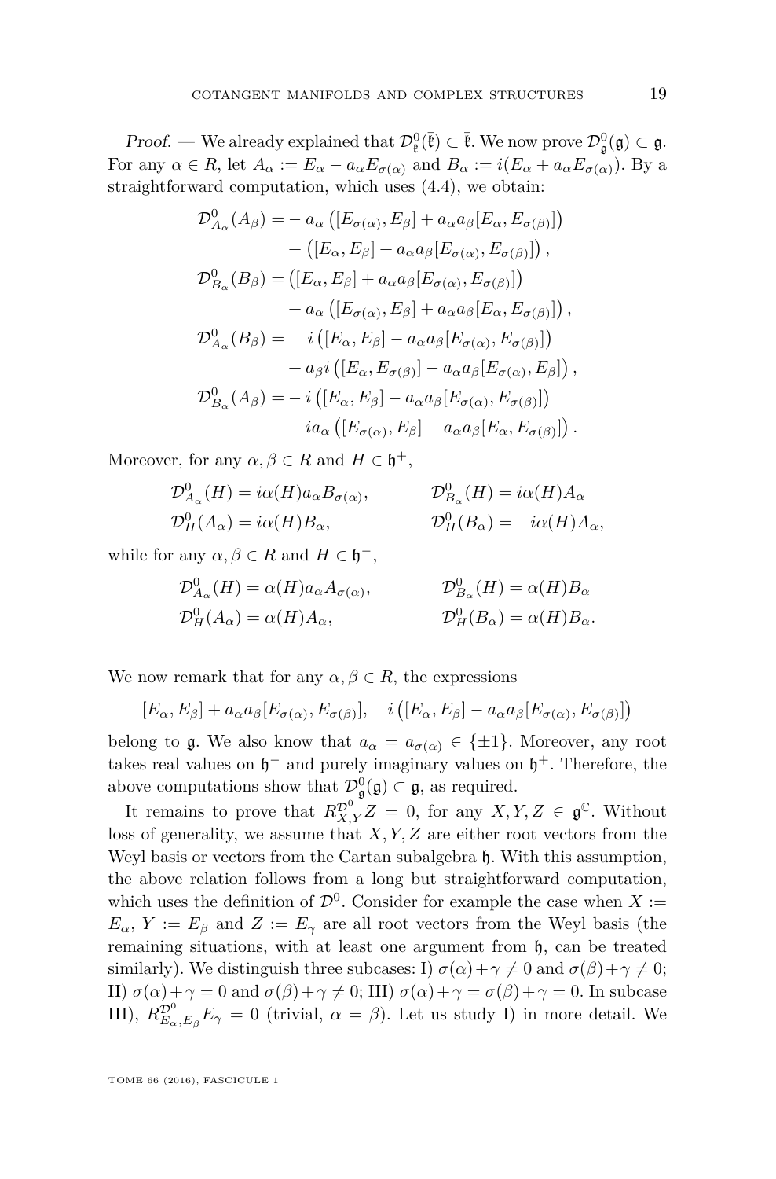*Proof.* — We already explained that $\mathcal{D}^0_{\bar{\mathfrak{k}}}(\bar{\mathfrak{k}}) \subset \bar{\mathfrak{k}}$. We now prove $\mathcal{D}^0_{\mathfrak{g}}(\mathfrak{g}) \subset \mathfrak{g}$. For any $\alpha \in R$, let $A_\alpha := E_\alpha - a_\alpha E_{\sigma(\alpha)}$ and $B_\alpha := i(E_\alpha + a_\alpha E_{\sigma(\alpha)})$. By a straightforward computation, which uses (4.4), we obtain:

$$
\begin{aligned}
\mathcal{D}^0_{A_\alpha}(A_\beta) =& - a_\alpha \left( [E_{\sigma(\alpha)}, E_\beta] + a_\alpha a_\beta [E_\alpha, E_{\sigma(\beta)}] \right) \\
&+ \left( [E_\alpha, E_\beta] + a_\alpha a_\beta [E_{\sigma(\alpha)}, E_{\sigma(\beta)}] \right), \\
\mathcal{D}^0_{B_\alpha}(B_\beta) =& \left( [E_\alpha, E_\beta] + a_\alpha a_\beta [E_{\sigma(\alpha)}, E_{\sigma(\beta)}] \right) \\
&+ a_\alpha \left( [E_{\sigma(\alpha)}, E_\beta] + a_\alpha a_\beta [E_\alpha, E_{\sigma(\beta)}] \right), \\
\mathcal{D}^0_{A_\alpha}(B_\beta) =& \quad i \left( [E_\alpha, E_\beta] - a_\alpha a_\beta [E_{\sigma(\alpha)}, E_{\sigma(\beta)}] \right) \\
&+ a_\beta i \left( [E_\alpha, E_{\sigma(\beta)}] - a_\alpha a_\beta [E_{\sigma(\alpha)}, E_\beta] \right), \\
\mathcal{D}^0_{B_\alpha}(A_\beta) =& - i \left( [E_\alpha, E_\beta] - a_\alpha a_\beta [E_{\sigma(\alpha)}, E_{\sigma(\beta)}] \right) \\
&- i a_\alpha \left( [E_{\sigma(\alpha)}, E_\beta] - a_\alpha a_\beta [E_\alpha, E_{\sigma(\beta)}] \right).
\end{aligned}
$$

Moreover, for any $\alpha, \beta \in R$ and $H \in \mathfrak{h}^+$,

$$
\begin{aligned}
\mathcal{D}^0_{A_\alpha}(H) &= i\alpha(H) a_\alpha B_{\sigma(\alpha)}, & \mathcal{D}^0_{B_\alpha}(H) &= i\alpha(H) A_\alpha \\
\mathcal{D}^0_{H}(A_\alpha) &= i\alpha(H) B_\alpha, & \mathcal{D}^0_{H}(B_\alpha) &= -i\alpha(H) A_\alpha,
\end{aligned}
$$

while for any $\alpha, \beta \in R$ and $H \in \mathfrak{h}^-$,

$$
\begin{aligned}
\mathcal{D}^0_{A_\alpha}(H) &= \alpha(H) a_\alpha A_{\sigma(\alpha)}, & \mathcal{D}^0_{B_\alpha}(H) &= \alpha(H) B_\alpha \\
\mathcal{D}^0_{H}(A_\alpha) &= \alpha(H) A_\alpha, & \mathcal{D}^0_{H}(B_\alpha) &= \alpha(H) B_\alpha.
\end{aligned}
$$

We now remark that for any $\alpha, \beta \in R$, the expressions

$$
[E_\alpha, E_\beta] + a_\alpha a_\beta [E_{\sigma(\alpha)}, E_{\sigma(\beta)}], \quad i \left( [E_\alpha, E_\beta] - a_\alpha a_\beta [E_{\sigma(\alpha)}, E_{\sigma(\beta)}] \right)
$$

belong to $\mathfrak{g}$. We also know that $a_\alpha = a_{\sigma(\alpha)} \in \{\pm 1\}$. Moreover, any root takes real values on $\mathfrak{h}^-$ and purely imaginary values on $\mathfrak{h}^+$. Therefore, the above computations show that $\mathcal{D}^0_{\mathfrak{g}}(\mathfrak{g}) \subset \mathfrak{g}$, as required.

It remains to prove that $R^{\mathcal{D}^0}_{X,Y} Z = 0$, for any $X, Y, Z \in \mathfrak{g}^{\mathbb{C}}$. Without loss of generality, we assume that $X, Y, Z$ are either root vectors from the Weyl basis or vectors from the Cartan subalgebra $\mathfrak{h}$. With this assumption, the above relation follows from a long but straightforward computation, which uses the definition of $\mathcal{D}^0$. Consider for example the case when $X := E_\alpha$, $Y := E_\beta$ and $Z := E_\gamma$ are all root vectors from the Weyl basis (the remaining situations, with at least one argument from $\mathfrak{h}$, can be treated similarly). We distinguish three subcases: I) $\sigma(\alpha) + \gamma \neq 0$ and $\sigma(\beta) + \gamma \neq 0$; II) $\sigma(\alpha) + \gamma = 0$ and $\sigma(\beta) + \gamma \neq 0$; III) $\sigma(\alpha) + \gamma = \sigma(\beta) + \gamma = 0$. In subcase III), $R^{\mathcal{D}^0}_{E_\alpha, E_\beta} E_\gamma = 0$ (trivial, $\alpha = \beta$). Let us study I) in more detail. We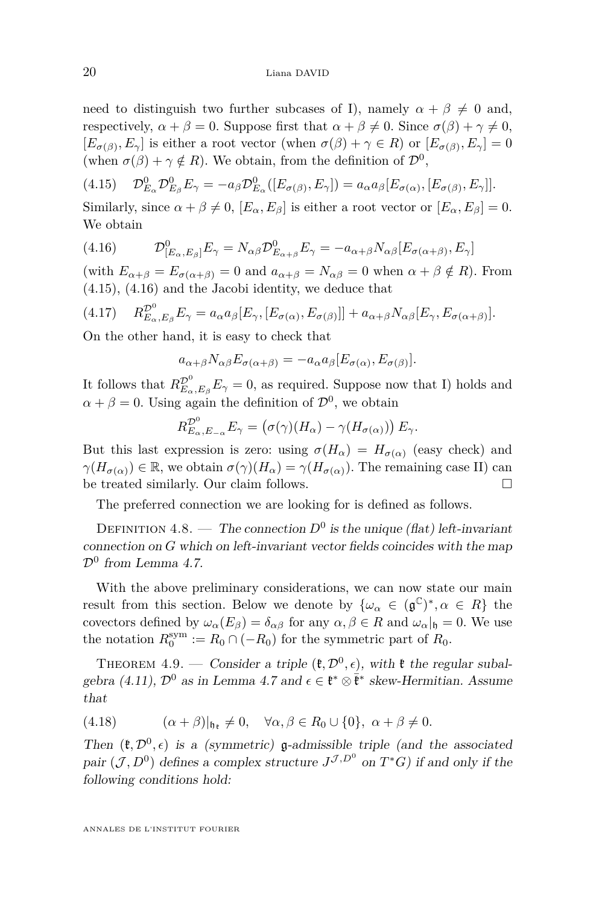need to distinguish two further subcases of I), namely $\alpha + \beta \neq 0$ and, respectively, $\alpha + \beta = 0$. Suppose first that $\alpha + \beta \neq 0$. Since $\sigma(\beta) + \gamma \neq 0$, $[E_{\sigma(\beta)}, E_\gamma]$ is either a root vector (when $\sigma(\beta) + \gamma \in R$) or $[E_{\sigma(\beta)}, E_\gamma] = 0$ (when $\sigma(\beta) + \gamma \notin R$). We obtain, from the definition of $\mathcal{D}^0$,

$$\mathcal{D}^0_{E_\alpha} \mathcal{D}^0_{E_\beta} E_\gamma = -a_\beta \mathcal{D}^0_{E_\alpha}([E_{\sigma(\beta)}, E_\gamma]) = a_\alpha a_\beta [E_{\sigma(\alpha)}, [E_{\sigma(\beta)}, E_\gamma]]. \tag{4.15}$$

Similarly, since $\alpha + \beta \neq 0$, $[E_\alpha, E_\beta]$ is either a root vector or $[E_\alpha, E_\beta] = 0$. We obtain

$$\mathcal{D}^0_{[E_\alpha, E_\beta]} E_\gamma = N_{\alpha\beta} \mathcal{D}^0_{E_{\alpha+\beta}} E_\gamma = -a_{\alpha+\beta} N_{\alpha\beta} [E_{\sigma(\alpha+\beta)}, E_\gamma] \tag{4.16}$$

(with $E_{\alpha+\beta} = E_{\sigma(\alpha+\beta)} = 0$ and $a_{\alpha+\beta} = N_{\alpha\beta} = 0$ when $\alpha + \beta \notin R$). From (4.15), (4.16) and the Jacobi identity, we deduce that

$$R^{\mathcal{D}^0}_{E_\alpha, E_\beta} E_\gamma = a_\alpha a_\beta [E_\gamma, [E_{\sigma(\alpha)}, E_{\sigma(\beta)}]] + a_{\alpha+\beta} N_{\alpha\beta} [E_\gamma, E_{\sigma(\alpha+\beta)}]. \tag{4.17}$$

On the other hand, it is easy to check that

$$a_{\alpha+\beta} N_{\alpha\beta} E_{\sigma(\alpha+\beta)} = -a_\alpha a_\beta [E_{\sigma(\alpha)}, E_{\sigma(\beta)}].$$

It follows that $R^{\mathcal{D}^0}_{E_\alpha, E_\beta} E_\gamma = 0$, as required. Suppose now that I) holds and $\alpha + \beta = 0$. Using again the definition of $\mathcal{D}^0$, we obtain

$$R^{\mathcal{D}^0}_{E_\alpha, E_{-\alpha}} E_\gamma = \left(\sigma(\gamma)(H_\alpha) - \gamma(H_{\sigma(\alpha)})\right) E_\gamma.$$

But this last expression is zero: using $\sigma(H_\alpha) = H_{\sigma(\alpha)}$ (easy check) and $\gamma(H_{\sigma(\alpha)}) \in \mathbb{R}$, we obtain $\sigma(\gamma)(H_\alpha) = \gamma(H_{\sigma(\alpha)})$. The remaining case II) can be treated similarly. Our claim follows. □

The preferred connection we are looking for is defined as follows.

Definition 4.8. — *The connection $D^0$ is the unique (flat) left-invariant connection on $G$ which on left-invariant vector fields coincides with the map $\mathcal{D}^0$ from Lemma 4.7.*

With the above preliminary considerations, we can now state our main result from this section. Below we denote by $\{\omega_\alpha \in (\mathfrak{g}^{\mathbb{C}})^*, \alpha \in R\}$ the covectors defined by $\omega_\alpha(E_\beta) = \delta_{\alpha\beta}$ for any $\alpha, \beta \in R$ and $\omega_\alpha|_{\mathfrak{h}} = 0$. We use the notation $R_0^{\mathrm{sym}} := R_0 \cap (-R_0)$ for the symmetric part of $R_0$.

Theorem 4.9. — *Consider a triple $(\mathfrak{k}, \mathcal{D}^0, \epsilon)$, with $\mathfrak{k}$ the regular subalgebra (4.11), $\mathcal{D}^0$ as in Lemma 4.7 and $\epsilon \in \mathfrak{k}^* \otimes \bar{\mathfrak{k}}^*$ skew-Hermitian. Assume that*

$$(\alpha + \beta)|_{\mathfrak{h}_{\mathfrak{k}}} \neq 0, \quad \forall \alpha, \beta \in R_0 \cup \{0\},\ \alpha + \beta \neq 0. \tag{4.18}$$

*Then $(\mathfrak{k}, \mathcal{D}^0, \epsilon)$ is a (symmetric) $\mathfrak{g}$-admissible triple (and the associated pair $(\mathcal{J}, D^0)$ defines a complex structure $J^{\mathcal{J}, D^0}$ on $T^*G$) if and only if the following conditions hold:*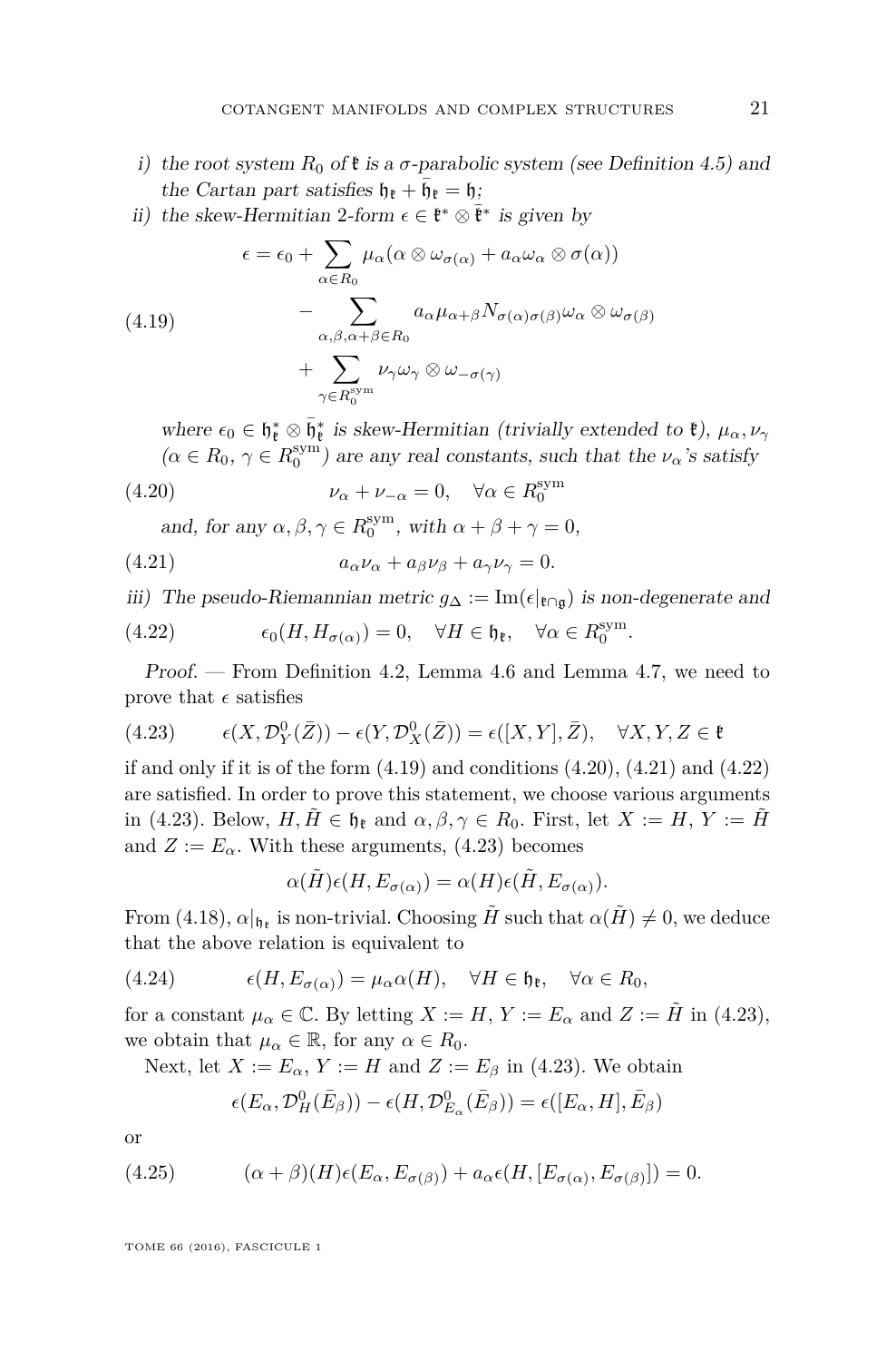*i) the root system $R_0$ of $\mathfrak{k}$ is a $\sigma$-parabolic system (see Definition 4.5) and the Cartan part satisfies $\mathfrak{h}_{\mathfrak{k}} + \bar{\mathfrak{h}}_{\mathfrak{k}} = \mathfrak{h}$;*

*ii) the skew-Hermitian 2-form $\epsilon \in \mathfrak{k}^* \otimes \bar{\mathfrak{k}}^*$ is given by*

$$
\begin{aligned}
\epsilon = \epsilon_0 &+ \sum_{\alpha \in R_0} \mu_\alpha (\alpha \otimes \omega_{\sigma(\alpha)} + a_\alpha \omega_\alpha \otimes \sigma(\alpha)) \\
&- \sum_{\alpha, \beta, \alpha+\beta \in R_0} a_\alpha \mu_{\alpha+\beta} N_{\sigma(\alpha)\sigma(\beta)} \omega_\alpha \otimes \omega_{\sigma(\beta)} \\
&+ \sum_{\gamma \in R_0^{\mathrm{sym}}} \nu_\gamma \omega_\gamma \otimes \omega_{-\sigma(\gamma)}
\end{aligned} \tag{4.19}
$$

*where $\epsilon_0 \in \mathfrak{h}_{\mathfrak{k}}^* \otimes \bar{\mathfrak{h}}_{\mathfrak{k}}^*$ is skew-Hermitian (trivially extended to $\mathfrak{k}$), $\mu_\alpha, \nu_\gamma$ ($\alpha \in R_0$, $\gamma \in R_0^{\mathrm{sym}}$) are any real constants, such that the $\nu_\alpha$'s satisfy*

$$
\nu_\alpha + \nu_{-\alpha} = 0, \quad \forall \alpha \in R_0^{\mathrm{sym}} \tag{4.20}
$$

*and, for any $\alpha, \beta, \gamma \in R_0^{\mathrm{sym}}$, with $\alpha + \beta + \gamma = 0$,*

$$
a_\alpha \nu_\alpha + a_\beta \nu_\beta + a_\gamma \nu_\gamma = 0. \tag{4.21}
$$

*iii) The pseudo-Riemannian metric $g_\Delta := \mathrm{Im}(\epsilon|_{\mathfrak{k} \cap \mathfrak{g}})$ is non-degenerate and*

$$
\epsilon_0(H, H_{\sigma(\alpha)}) = 0, \quad \forall H \in \mathfrak{h}_{\mathfrak{k}}, \quad \forall \alpha \in R_0^{\mathrm{sym}}. \tag{4.22}
$$

*Proof.* — From Definition 4.2, Lemma 4.6 and Lemma 4.7, we need to prove that $\epsilon$ satisfies

$$
\epsilon(X, \mathcal{D}^0_Y(\bar{Z})) - \epsilon(Y, \mathcal{D}^0_X(\bar{Z})) = \epsilon([X, Y], \bar{Z}), \quad \forall X, Y, Z \in \mathfrak{k} \tag{4.23}
$$

if and only if it is of the form (4.19) and conditions (4.20), (4.21) and (4.22) are satisfied. In order to prove this statement, we choose various arguments in (4.23). Below, $H, \tilde{H} \in \mathfrak{h}_{\mathfrak{k}}$ and $\alpha, \beta, \gamma \in R_0$. First, let $X := H$, $Y := \tilde{H}$ and $Z := E_\alpha$. With these arguments, (4.23) becomes

$$
\alpha(\tilde{H}) \epsilon(H, E_{\sigma(\alpha)}) = \alpha(H) \epsilon(\tilde{H}, E_{\sigma(\alpha)}).
$$

From (4.18), $\alpha|_{\mathfrak{h}_{\mathfrak{k}}}$ is non-trivial. Choosing $\tilde{H}$ such that $\alpha(\tilde{H}) \neq 0$, we deduce that the above relation is equivalent to

$$
\epsilon(H, E_{\sigma(\alpha)}) = \mu_\alpha \alpha(H), \quad \forall H \in \mathfrak{h}_{\mathfrak{k}}, \quad \forall \alpha \in R_0, \tag{4.24}
$$

for a constant $\mu_\alpha \in \mathbb{C}$. By letting $X := H$, $Y := E_\alpha$ and $Z := \tilde{H}$ in (4.23), we obtain that $\mu_\alpha \in \mathbb{R}$, for any $\alpha \in R_0$.

Next, let $X := E_\alpha$, $Y := H$ and $Z := E_\beta$ in (4.23). We obtain

$$
\epsilon(E_\alpha, \mathcal{D}^0_H(\bar{E}_\beta)) - \epsilon(H, \mathcal{D}^0_{E_\alpha}(\bar{E}_\beta)) = \epsilon([E_\alpha, H], \bar{E}_\beta)
$$

or

$$
(\alpha + \beta)(H) \epsilon(E_\alpha, E_{\sigma(\beta)}) + a_\alpha \epsilon(H, [E_{\sigma(\alpha)}, E_{\sigma(\beta)}]) = 0. \tag{4.25}
$$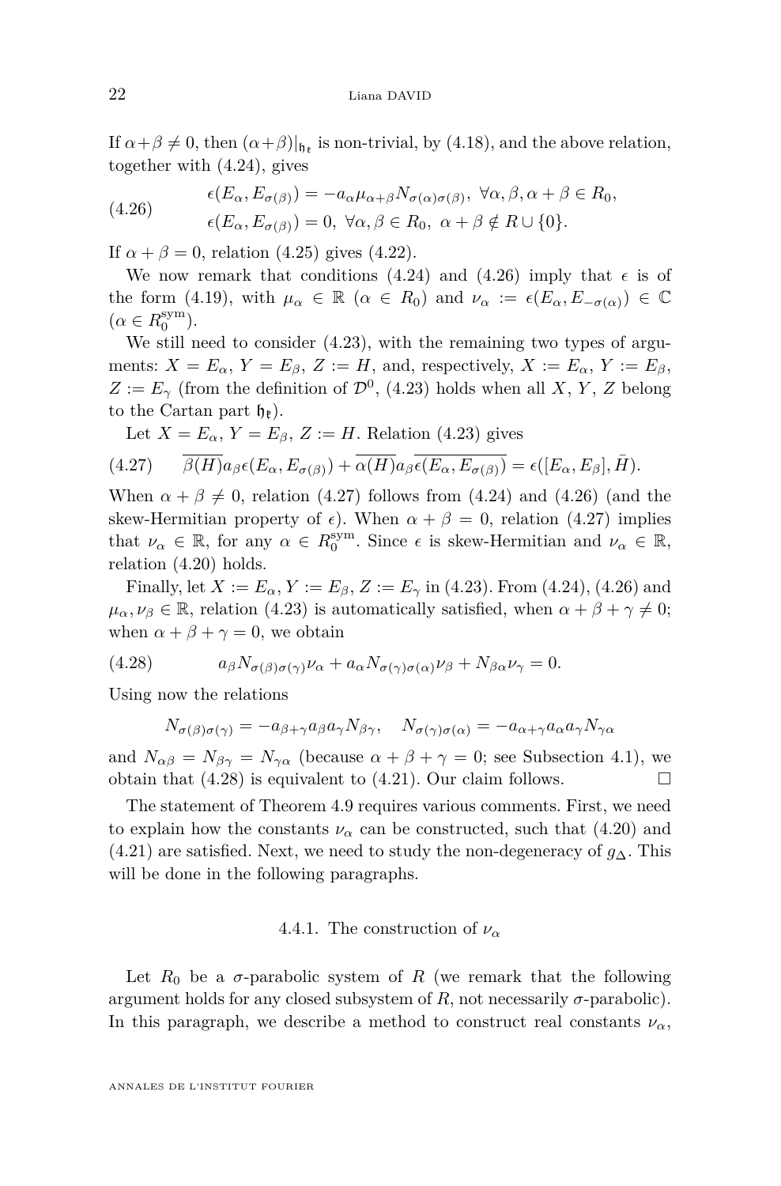If $\alpha+\beta\neq 0$, then $(\alpha+\beta)|_{\mathfrak{h}_{\mathfrak{k}}}$ is non-trivial, by (4.18), and the above relation, together with (4.24), gives

$$
\begin{aligned}
&\epsilon(E_{\alpha},E_{\sigma(\beta)})=-a_{\alpha}\mu_{\alpha+\beta}N_{\sigma(\alpha)\sigma(\beta)},\ \forall\alpha,\beta,\alpha+\beta\in R_0,\\
&\epsilon(E_{\alpha},E_{\sigma(\beta)})=0,\ \forall\alpha,\beta\in R_0,\ \alpha+\beta\notin R\cup\{0\}.
\end{aligned}
\tag{4.26}
$$

If $\alpha+\beta=0$, relation (4.25) gives (4.22).

We now remark that conditions (4.24) and (4.26) imply that $\epsilon$ is of the form (4.19), with $\mu_{\alpha}\in\mathbb{R}$ ($\alpha\in R_0$) and $\nu_{\alpha}:=\epsilon(E_{\alpha},E_{-\sigma(\alpha)})\in\mathbb{C}$ ($\alpha\in R_0^{\mathrm{sym}}$).

We still need to consider (4.23), with the remaining two types of arguments: $X=E_{\alpha}$, $Y=E_{\beta}$, $Z:=H$, and, respectively, $X:=E_{\alpha}$, $Y:=E_{\beta}$, $Z:=E_{\gamma}$ (from the definition of $\mathcal{D}^0$, (4.23) holds when all $X$, $Y$, $Z$ belong to the Cartan part $\mathfrak{h}_{\mathfrak{k}}$).

Let $X=E_{\alpha}$, $Y=E_{\beta}$, $Z:=H$. Relation (4.23) gives

$$
\overline{\beta(H)}a_{\beta}\epsilon(E_{\alpha},E_{\sigma(\beta)})+\overline{\alpha(H)}a_{\beta}\overline{\epsilon(E_{\alpha},E_{\sigma(\beta)})}=\epsilon([E_{\alpha},E_{\beta}],\bar{H}).
\tag{4.27}
$$

When $\alpha+\beta\neq 0$, relation (4.27) follows from (4.24) and (4.26) (and the skew-Hermitian property of $\epsilon$). When $\alpha+\beta=0$, relation (4.27) implies that $\nu_{\alpha}\in\mathbb{R}$, for any $\alpha\in R_0^{\mathrm{sym}}$. Since $\epsilon$ is skew-Hermitian and $\nu_{\alpha}\in\mathbb{R}$, relation (4.20) holds.

Finally, let $X:=E_{\alpha}$, $Y:=E_{\beta}$, $Z:=E_{\gamma}$ in (4.23). From (4.24), (4.26) and $\mu_{\alpha},\mu_{\beta}\in\mathbb{R}$, relation (4.23) is automatically satisfied, when $\alpha+\beta+\gamma\neq 0$; when $\alpha+\beta+\gamma=0$, we obtain

$$
a_{\beta}N_{\sigma(\beta)\sigma(\gamma)}\nu_{\alpha}+a_{\alpha}N_{\sigma(\gamma)\sigma(\alpha)}\nu_{\beta}+N_{\beta\alpha}\nu_{\gamma}=0.
\tag{4.28}
$$

Using now the relations

$$
N_{\sigma(\beta)\sigma(\gamma)}=-a_{\beta+\gamma}a_{\beta}a_{\gamma}N_{\beta\gamma},\quad N_{\sigma(\gamma)\sigma(\alpha)}=-a_{\alpha+\gamma}a_{\alpha}a_{\gamma}N_{\gamma\alpha}
$$

and $N_{\alpha\beta}=N_{\beta\gamma}=N_{\gamma\alpha}$ (because $\alpha+\beta+\gamma=0$; see Subsection 4.1), we obtain that (4.28) is equivalent to (4.21). Our claim follows. □

The statement of Theorem 4.9 requires various comments. First, we need to explain how the constants $\nu_{\alpha}$ can be constructed, such that (4.20) and (4.21) are satisfied. Next, we need to study the non-degeneracy of $g_{\Delta}$. This will be done in the following paragraphs.

### 4.4.1. The construction of $\nu_{\alpha}$

Let $R_0$ be a $\sigma$-parabolic system of $R$ (we remark that the following argument holds for any closed subsystem of $R$, not necessarily $\sigma$-parabolic). In this paragraph, we describe a method to construct real constants $\nu_{\alpha}$,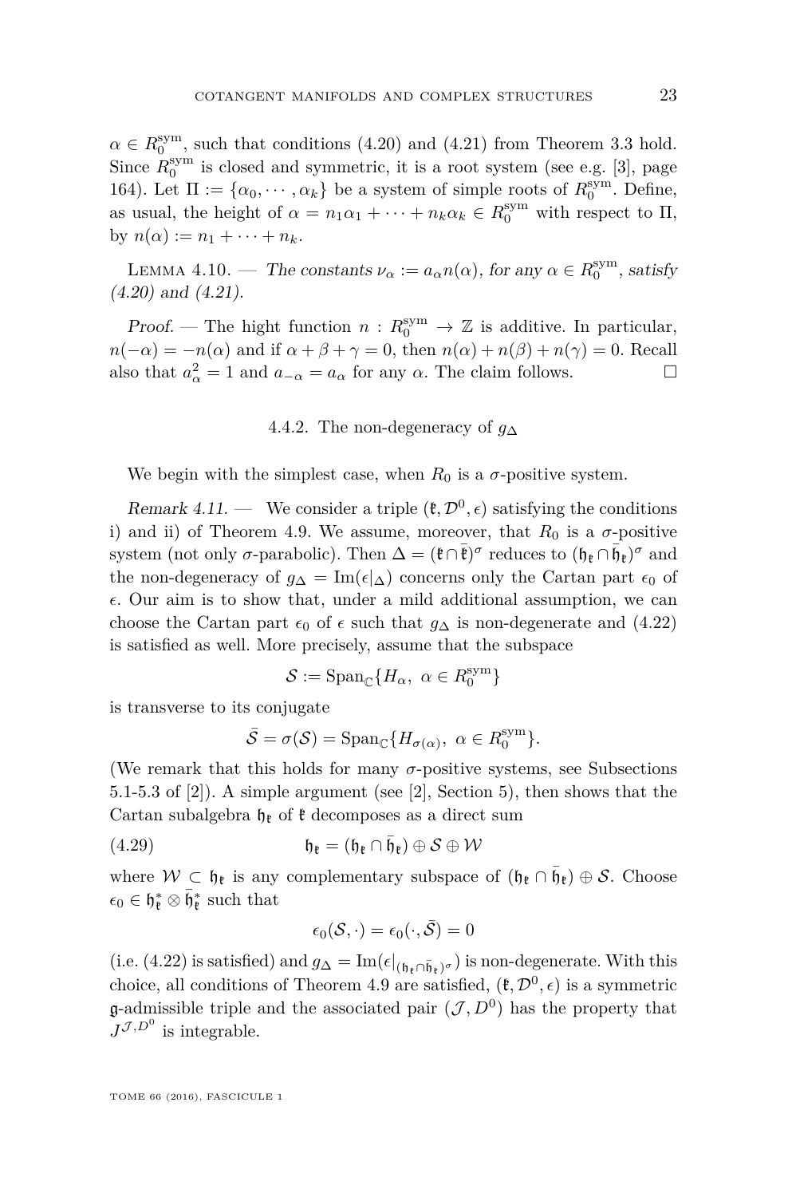$\alpha \in R_0^{\mathrm{sym}}$, such that conditions (4.20) and (4.21) from Theorem 3.3 hold. Since $R_0^{\mathrm{sym}}$ is closed and symmetric, it is a root system (see e.g. [3], page 164). Let $\Pi := \{\alpha_0, \cdots, \alpha_k\}$ be a system of simple roots of $R_0^{\mathrm{sym}}$. Define, as usual, the height of $\alpha = n_1\alpha_1 + \cdots + n_k\alpha_k \in R_0^{\mathrm{sym}}$ with respect to $\Pi$, by $n(\alpha) := n_1 + \cdots + n_k$.

Lemma 4.10. — *The constants $\nu_\alpha := a_\alpha n(\alpha)$, for any $\alpha \in R_0^{\mathrm{sym}}$, satisfy (4.20) and (4.21).*

*Proof.* — The hight function $n : R_0^{\mathrm{sym}} \to \mathbb{Z}$ is additive. In particular, $n(-\alpha) = -n(\alpha)$ and if $\alpha + \beta + \gamma = 0$, then $n(\alpha) + n(\beta) + n(\gamma) = 0$. Recall also that $a_\alpha^2 = 1$ and $a_{-\alpha} = a_\alpha$ for any $\alpha$. The claim follows. □

### 4.4.2. The non-degeneracy of $g_\Delta$

We begin with the simplest case, when $R_0$ is a $\sigma$-positive system.

*Remark 4.11.* — We consider a triple $(\mathfrak{k}, \mathcal{D}^0, \epsilon)$ satisfying the conditions i) and ii) of Theorem 4.9. We assume, moreover, that $R_0$ is a $\sigma$-positive system (not only $\sigma$-parabolic). Then $\Delta = (\mathfrak{k} \cap \bar{\mathfrak{k}})^\sigma$ reduces to $(\mathfrak{h}_{\mathfrak{k}} \cap \bar{\mathfrak{h}}_{\mathfrak{k}})^\sigma$ and the non-degeneracy of $g_\Delta = \mathrm{Im}(\epsilon|_\Delta)$ concerns only the Cartan part $\epsilon_0$ of $\epsilon$. Our aim is to show that, under a mild additional assumption, we can choose the Cartan part $\epsilon_0$ of $\epsilon$ such that $g_\Delta$ is non-degenerate and (4.22) is satisfied as well. More precisely, assume that the subspace

$$\mathcal{S} := \mathrm{Span}_{\mathbb{C}}\{H_\alpha,\ \alpha \in R_0^{\mathrm{sym}}\}$$

is transverse to its conjugate

$$\bar{\mathcal{S}} = \sigma(\mathcal{S}) = \mathrm{Span}_{\mathbb{C}}\{H_{\sigma(\alpha)},\ \alpha \in R_0^{\mathrm{sym}}\}.$$

(We remark that this holds for many $\sigma$-positive systems, see Subsections 5.1-5.3 of [2]). A simple argument (see [2], Section 5), then shows that the Cartan subalgebra $\mathfrak{h}_{\mathfrak{k}}$ of $\mathfrak{k}$ decomposes as a direct sum

$$\mathfrak{h}_{\mathfrak{k}} = (\mathfrak{h}_{\mathfrak{k}} \cap \bar{\mathfrak{h}}_{\mathfrak{k}}) \oplus \mathcal{S} \oplus \mathcal{W} \tag{4.29}$$

where $\mathcal{W} \subset \mathfrak{h}_{\mathfrak{k}}$ is any complementary subspace of $(\mathfrak{h}_{\mathfrak{k}} \cap \bar{\mathfrak{h}}_{\mathfrak{k}}) \oplus \mathcal{S}$. Choose $\epsilon_0 \in \mathfrak{h}_{\mathfrak{k}}^* \otimes \bar{\mathfrak{h}}_{\mathfrak{k}}^*$ such that

$$\epsilon_0(\mathcal{S}, \cdot) = \epsilon_0(\cdot, \bar{\mathcal{S}}) = 0$$

(i.e. (4.22) is satisfied) and $g_\Delta = \mathrm{Im}(\epsilon|_{(\mathfrak{h}_{\mathfrak{k}} \cap \bar{\mathfrak{h}}_{\mathfrak{k}})^\sigma})$ is non-degenerate. With this choice, all conditions of Theorem 4.9 are satisfied, $(\mathfrak{k}, \mathcal{D}^0, \epsilon)$ is a symmetric $\mathfrak{g}$-admissible triple and the associated pair $(\mathcal{J}, D^0)$ has the property that $J^{\mathcal{J}, D^0}$ is integrable.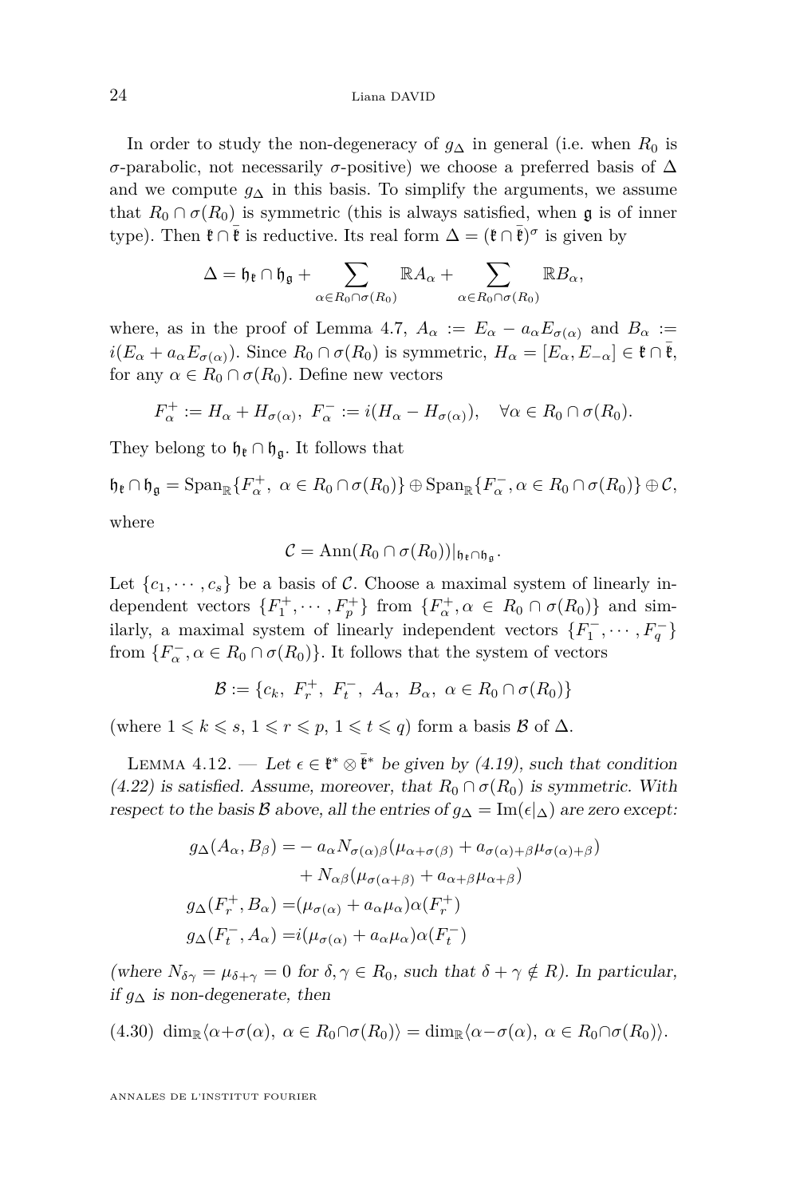In order to study the non-degeneracy of $g_\Delta$ in general (i.e. when $R_0$ is $\sigma$-parabolic, not necessarily $\sigma$-positive) we choose a preferred basis of $\Delta$ and we compute $g_\Delta$ in this basis. To simplify the arguments, we assume that $R_0 \cap \sigma(R_0)$ is symmetric (this is always satisfied, when $\mathfrak{g}$ is of inner type). Then $\mathfrak{k} \cap \bar{\mathfrak{k}}$ is reductive. Its real form $\Delta = (\mathfrak{k} \cap \bar{\mathfrak{k}})^\sigma$ is given by

$$\Delta = \mathfrak{h}_{\mathfrak{k}} \cap \mathfrak{h}_{\mathfrak{g}} + \sum_{\alpha \in R_0 \cap \sigma(R_0)} \mathbb{R} A_\alpha + \sum_{\alpha \in R_0 \cap \sigma(R_0)} \mathbb{R} B_\alpha,$$

where, as in the proof of Lemma 4.7, $A_\alpha := E_\alpha - a_\alpha E_{\sigma(\alpha)}$ and $B_\alpha := i(E_\alpha + a_\alpha E_{\sigma(\alpha)})$. Since $R_0 \cap \sigma(R_0)$ is symmetric, $H_\alpha = [E_\alpha, E_{-\alpha}] \in \mathfrak{k} \cap \bar{\mathfrak{k}}$, for any $\alpha \in R_0 \cap \sigma(R_0)$. Define new vectors

$$F_\alpha^+ := H_\alpha + H_{\sigma(\alpha)},\ F_\alpha^- := i(H_\alpha - H_{\sigma(\alpha)}), \quad \forall \alpha \in R_0 \cap \sigma(R_0).$$

They belong to $\mathfrak{h}_{\mathfrak{k}} \cap \mathfrak{h}_{\mathfrak{g}}$. It follows that

$$\mathfrak{h}_{\mathfrak{k}} \cap \mathfrak{h}_{\mathfrak{g}} = \mathrm{Span}_{\mathbb{R}}\{F_\alpha^+,\ \alpha \in R_0 \cap \sigma(R_0)\} \oplus \mathrm{Span}_{\mathbb{R}}\{F_\alpha^-, \alpha \in R_0 \cap \sigma(R_0)\} \oplus \mathcal{C},$$

where

$$\mathcal{C} = \mathrm{Ann}(R_0 \cap \sigma(R_0))|_{\mathfrak{h}_{\mathfrak{k}} \cap \mathfrak{h}_{\mathfrak{g}}}.$$

Let $\{c_1, \cdots, c_s\}$ be a basis of $\mathcal{C}$. Choose a maximal system of linearly independent vectors $\{F_1^+, \cdots, F_p^+\}$ from $\{F_\alpha^+, \alpha \in R_0 \cap \sigma(R_0)\}$ and similarly, a maximal system of linearly independent vectors $\{F_1^-, \cdots, F_q^-\}$ from $\{F_\alpha^-, \alpha \in R_0 \cap \sigma(R_0)\}$. It follows that the system of vectors

$$\mathcal{B} := \{c_k,\ F_r^+,\ F_t^-,\ A_\alpha,\ B_\alpha,\ \alpha \in R_0 \cap \sigma(R_0)\}$$

(where $1 \leqslant k \leqslant s$, $1 \leqslant r \leqslant p$, $1 \leqslant t \leqslant q$) form a basis $\mathcal{B}$ of $\Delta$.

Lemma 4.12. — *Let $\epsilon \in \mathfrak{k}^* \otimes \bar{\mathfrak{k}}^*$ be given by (4.19), such that condition (4.22) is satisfied. Assume, moreover, that $R_0 \cap \sigma(R_0)$ is symmetric. With respect to the basis $\mathcal{B}$ above, all the entries of $g_\Delta = \mathrm{Im}(\epsilon|_\Delta)$ are zero except:*

$$\begin{aligned}
g_\Delta(A_\alpha, B_\beta) =& - a_\alpha N_{\sigma(\alpha)\beta}(\mu_{\alpha+\sigma(\beta)} + a_{\sigma(\alpha)+\beta}\mu_{\sigma(\alpha)+\beta}) \\
&+ N_{\alpha\beta}(\mu_{\sigma(\alpha+\beta)} + a_{\alpha+\beta}\mu_{\alpha+\beta}) \\
g_\Delta(F_r^+, B_\alpha) =& (\mu_{\sigma(\alpha)} + a_\alpha \mu_\alpha)\alpha(F_r^+) \\
g_\Delta(F_t^-, A_\alpha) =& i(\mu_{\sigma(\alpha)} + a_\alpha \mu_\alpha)\alpha(F_t^-)
\end{aligned}$$

*(where $N_{\delta\gamma} = \mu_{\delta+\gamma} = 0$ for $\delta, \gamma \in R_0$, such that $\delta + \gamma \notin R$). In particular, if $g_\Delta$ is non-degenerate, then*

$$\dim_{\mathbb{R}}\langle \alpha + \sigma(\alpha),\ \alpha \in R_0 \cap \sigma(R_0)\rangle = \dim_{\mathbb{R}}\langle \alpha - \sigma(\alpha),\ \alpha \in R_0 \cap \sigma(R_0)\rangle. \tag{4.30}$$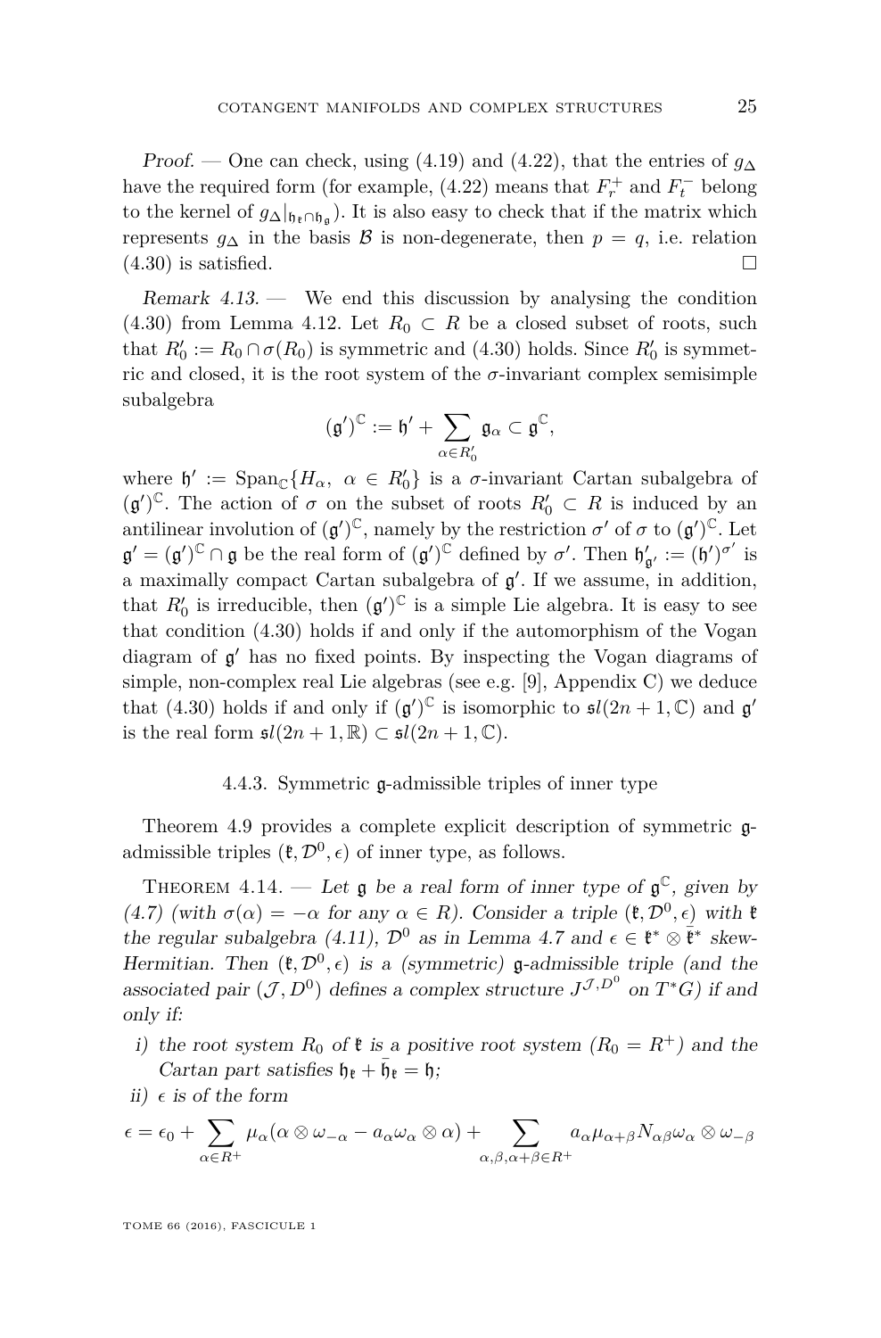*Proof.* — One can check, using (4.19) and (4.22), that the entries of $g_\Delta$ have the required form (for example, (4.22) means that $F_r^+$ and $F_t^-$ belong to the kernel of $g_\Delta|_{\mathfrak{h}_\mathfrak{k}\cap\mathfrak{h}_\mathfrak{g}}$). It is also easy to check that if the matrix which represents $g_\Delta$ in the basis $\mathcal{B}$ is non-degenerate, then $p = q$, i.e. relation (4.30) is satisfied. $\square$

*Remark 4.13.* — We end this discussion by analysing the condition (4.30) from Lemma 4.12. Let $R_0 \subset R$ be a closed subset of roots, such that $R_0' := R_0 \cap \sigma(R_0)$ is symmetric and (4.30) holds. Since $R_0'$ is symmetric and closed, it is the root system of the $\sigma$-invariant complex semisimple subalgebra

$$(\mathfrak{g}')^{\mathbb{C}} := \mathfrak{h}' + \sum_{\alpha\in R_0'} \mathfrak{g}_\alpha \subset \mathfrak{g}^{\mathbb{C}},$$

where $\mathfrak{h}' := \mathrm{Span}_{\mathbb{C}}\{H_\alpha,\ \alpha \in R_0'\}$ is a $\sigma$-invariant Cartan subalgebra of $(\mathfrak{g}')^{\mathbb{C}}$. The action of $\sigma$ on the subset of roots $R_0' \subset R$ is induced by an antilinear involution of $(\mathfrak{g}')^{\mathbb{C}}$, namely by the restriction $\sigma'$ of $\sigma$ to $(\mathfrak{g}')^{\mathbb{C}}$. Let $\mathfrak{g}' = (\mathfrak{g}')^{\mathbb{C}} \cap \mathfrak{g}$ be the real form of $(\mathfrak{g}')^{\mathbb{C}}$ defined by $\sigma'$. Then $\mathfrak{h}'_{\mathfrak{g}'} := (\mathfrak{h}')^{\sigma'}$ is a maximally compact Cartan subalgebra of $\mathfrak{g}'$. If we assume, in addition, that $R_0'$ is irreducible, then $(\mathfrak{g}')^{\mathbb{C}}$ is a simple Lie algebra. It is easy to see that condition (4.30) holds if and only if the automorphism of the Vogan diagram of $\mathfrak{g}'$ has no fixed points. By inspecting the Vogan diagrams of simple, non-complex real Lie algebras (see e.g. [9], Appendix C) we deduce that (4.30) holds if and only if $(\mathfrak{g}')^{\mathbb{C}}$ is isomorphic to $\mathfrak{sl}(2n+1,\mathbb{C})$ and $\mathfrak{g}'$ is the real form $\mathfrak{sl}(2n+1,\mathbb{R}) \subset \mathfrak{sl}(2n+1,\mathbb{C})$.

### 4.4.3. Symmetric $\mathfrak{g}$-admissible triples of inner type

Theorem 4.9 provides a complete explicit description of symmetric $\mathfrak{g}$-admissible triples $(\mathfrak{k}, \mathcal{D}^0, \epsilon)$ of inner type, as follows.

THEOREM 4.14. — *Let $\mathfrak{g}$ be a real form of inner type of $\mathfrak{g}^{\mathbb{C}}$, given by (4.7) (with $\sigma(\alpha) = -\alpha$ for any $\alpha \in R$). Consider a triple $(\mathfrak{k}, \mathcal{D}^0, \epsilon)$ with $\mathfrak{k}$ the regular subalgebra (4.11), $\mathcal{D}^0$ as in Lemma 4.7 and $\epsilon \in \mathfrak{k}^* \otimes \bar{\mathfrak{k}}^*$ skew-Hermitian. Then $(\mathfrak{k}, \mathcal{D}^0, \epsilon)$ is a (symmetric) $\mathfrak{g}$-admissible triple (and the associated pair $(\mathcal{J}, D^0)$ defines a complex structure $J^{\mathcal{J},D^0}$ on $T^*G$) if and only if:*

*i) the root system $R_0$ of $\mathfrak{k}$ is a positive root system ($R_0 = R^+$) and the Cartan part satisfies $\mathfrak{h}_\mathfrak{k} + \bar{\mathfrak{h}}_\mathfrak{k} = \mathfrak{h}$;*

*ii) $\epsilon$ is of the form*

$$\epsilon = \epsilon_0 + \sum_{\alpha\in R^+} \mu_\alpha(\alpha \otimes \omega_{-\alpha} - a_\alpha \omega_\alpha \otimes \alpha) + \sum_{\alpha,\beta,\alpha+\beta\in R^+} a_\alpha \mu_{\alpha+\beta} N_{\alpha\beta}\, \omega_\alpha \otimes \omega_{-\beta}$$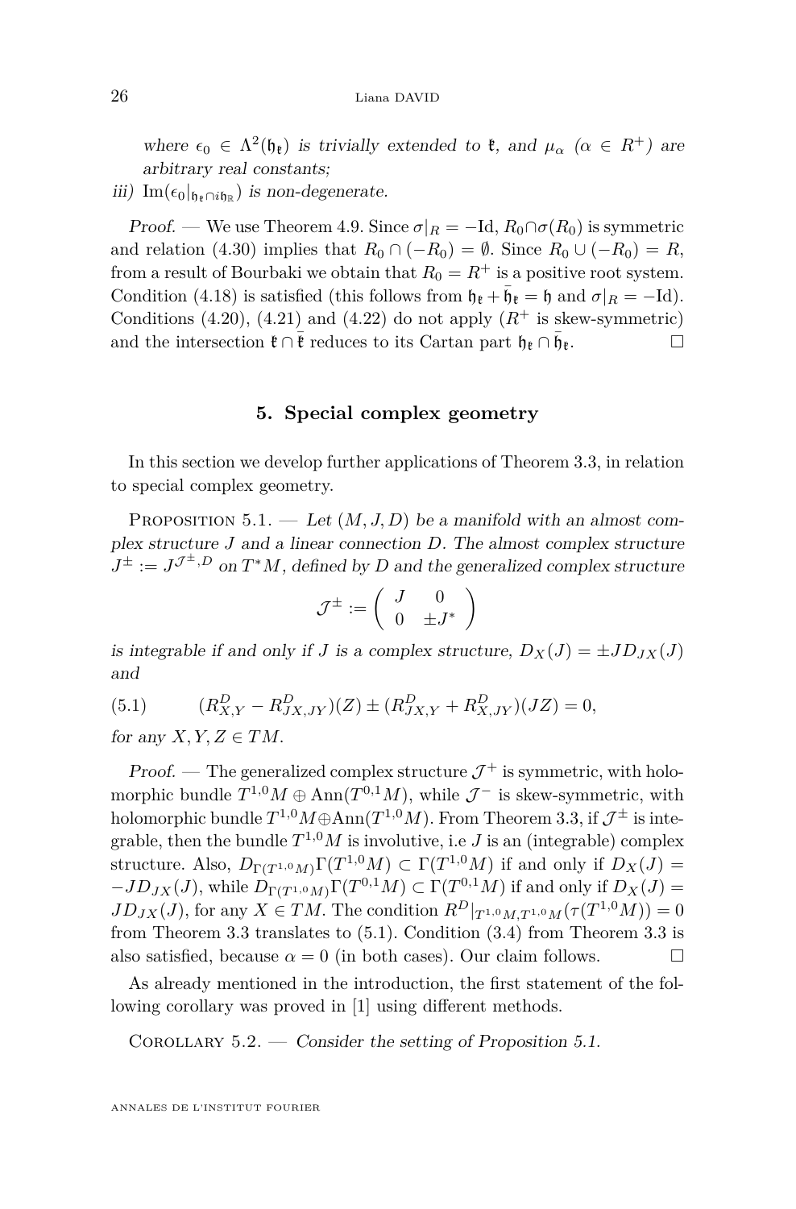*where $\epsilon_0 \in \Lambda^2(\mathfrak{h}_{\mathfrak{k}})$ is trivially extended to $\mathfrak{k}$, and $\mu_\alpha$ ($\alpha \in R^+$) are arbitrary real constants;*

*iii)* $\mathrm{Im}(\epsilon_0|_{\mathfrak{h}_{\mathfrak{k}} \cap i\mathfrak{h}_{\mathbb{R}}})$ *is non-degenerate.*

*Proof.* — We use Theorem 4.9. Since $\sigma|_R = -\mathrm{Id}$, $R_0 \cap \sigma(R_0)$ is symmetric and relation (4.30) implies that $R_0 \cap (-R_0) = \emptyset$. Since $R_0 \cup (-R_0) = R$, from a result of Bourbaki we obtain that $R_0 = R^+$ is a positive root system. Condition (4.18) is satisfied (this follows from $\mathfrak{h}_{\mathfrak{k}} + \bar{\mathfrak{h}}_{\mathfrak{k}} = \mathfrak{h}$ and $\sigma|_R = -\mathrm{Id}$). Conditions (4.20), (4.21) and (4.22) do not apply ($R^+$ is skew-symmetric) and the intersection $\mathfrak{k} \cap \bar{\mathfrak{k}}$ reduces to its Cartan part $\mathfrak{h}_{\mathfrak{k}} \cap \bar{\mathfrak{h}}_{\mathfrak{k}}$. □

## 5. Special complex geometry

In this section we develop further applications of Theorem 3.3, in relation to special complex geometry.

Proposition 5.1. — *Let $(M, J, D)$ be a manifold with an almost complex structure $J$ and a linear connection $D$. The almost complex structure $J^{\pm} := J^{\mathcal{J}^{\pm}, D}$ on $T^*M$, defined by $D$ and the generalized complex structure*

$$\mathcal{J}^{\pm} := \begin{pmatrix} J & 0 \\ 0 & \pm J^* \end{pmatrix}$$

*is integrable if and only if $J$ is a complex structure, $D_X(J) = \pm J D_{JX}(J)$ and*

$$(R^D_{X,Y} - R^D_{JX,JY})(Z) \pm (R^D_{JX,Y} + R^D_{X,JY})(JZ) = 0, \tag{5.1}$$

*for any $X, Y, Z \in TM$.*

*Proof.* — The generalized complex structure $\mathcal{J}^+$ is symmetric, with holomorphic bundle $T^{1,0}M \oplus \mathrm{Ann}(T^{0,1}M)$, while $\mathcal{J}^-$ is skew-symmetric, with holomorphic bundle $T^{1,0}M \oplus \mathrm{Ann}(T^{1,0}M)$. From Theorem 3.3, if $\mathcal{J}^{\pm}$ is integrable, then the bundle $T^{1,0}M$ is involutive, i.e $J$ is an (integrable) complex structure. Also, $D_{\Gamma(T^{1,0}M)}\Gamma(T^{1,0}M) \subset \Gamma(T^{1,0}M)$ if and only if $D_X(J) = -JD_{JX}(J)$, while $D_{\Gamma(T^{1,0}M)}\Gamma(T^{0,1}M) \subset \Gamma(T^{0,1}M)$ if and only if $D_X(J) = JD_{JX}(J)$, for any $X \in TM$. The condition $R^D|_{T^{1,0}M, T^{1,0}M}(\tau(T^{1,0}M)) = 0$ from Theorem 3.3 translates to (5.1). Condition (3.4) from Theorem 3.3 is also satisfied, because $\alpha = 0$ (in both cases). Our claim follows. □

As already mentioned in the introduction, the first statement of the following corollary was proved in [1] using different methods.

Corollary 5.2. — *Consider the setting of Proposition 5.1.*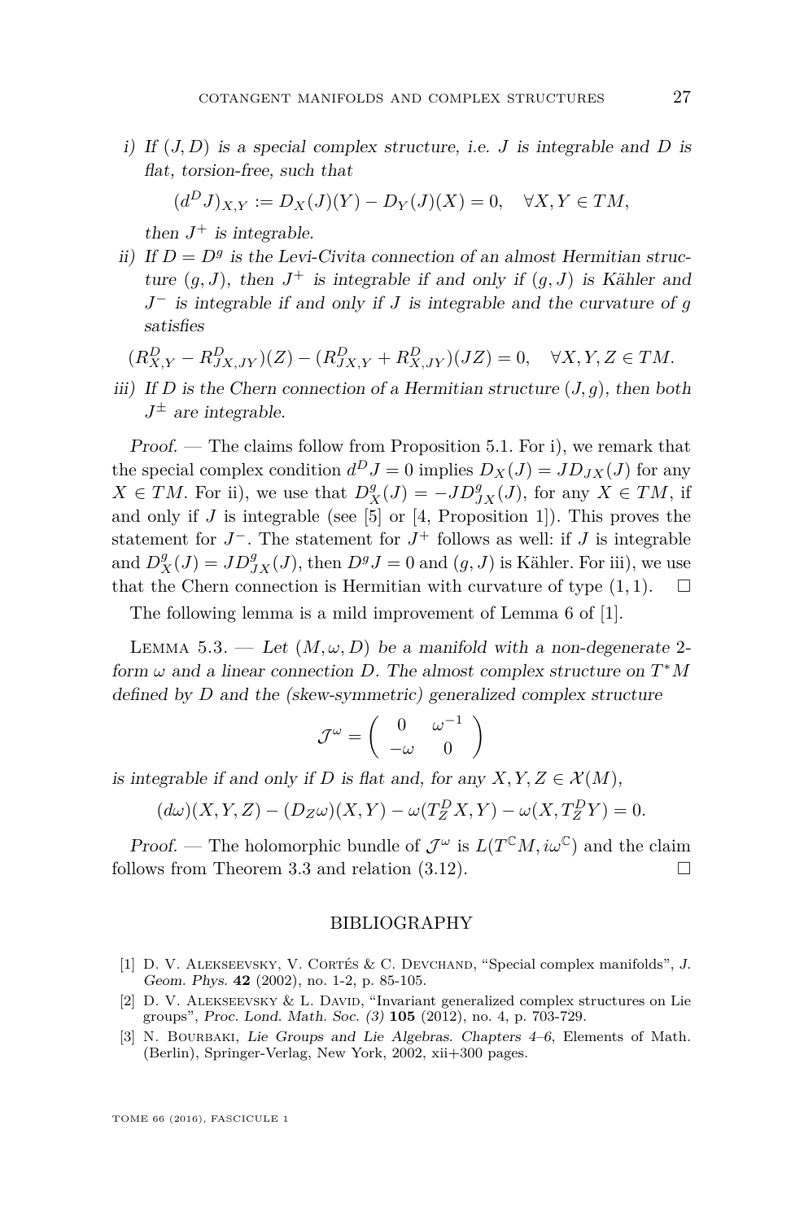*i) If $(J, D)$ is a special complex structure, i.e. $J$ is integrable and $D$ is flat, torsion-free, such that*

$$(d^D J)_{X,Y} := D_X(J)(Y) - D_Y(J)(X) = 0, \quad \forall X, Y \in TM,$$

*then $J^+$ is integrable.*

*ii) If $D = D^g$ is the Levi-Civita connection of an almost Hermitian structure $(g, J)$, then $J^+$ is integrable if and only if $(g, J)$ is Kähler and $J^-$ is integrable if and only if $J$ is integrable and the curvature of $g$ satisfies*

$$(R^D_{X,Y} - R^D_{JX,JY})(Z) - (R^D_{JX,Y} + R^D_{X,JY})(JZ) = 0, \quad \forall X, Y, Z \in TM.$$

*iii) If $D$ is the Chern connection of a Hermitian structure $(J, g)$, then both $J^{\pm}$ are integrable.*

*Proof.* — The claims follow from Proposition 5.1. For i), we remark that the special complex condition $d^D J = 0$ implies $D_X(J) = JD_{JX}(J)$ for any $X \in TM$. For ii), we use that $D^g_X(J) = -JD^g_{JX}(J)$, for any $X \in TM$, if and only if $J$ is integrable (see [5] or [4, Proposition 1]). This proves the statement for $J^-$. The statement for $J^+$ follows as well: if $J$ is integrable and $D^g_X(J) = JD^g_{JX}(J)$, then $D^g J = 0$ and $(g, J)$ is Kähler. For iii), we use that the Chern connection is Hermitian with curvature of type $(1, 1)$. □

The following lemma is a mild improvement of Lemma 6 of [1].

LEMMA 5.3. — *Let $(M, \omega, D)$ be a manifold with a non-degenerate 2-form $\omega$ and a linear connection $D$. The almost complex structure on $T^*M$ defined by $D$ and the (skew-symmetric) generalized complex structure*

$$\mathcal{J}^{\omega} = \begin{pmatrix} 0 & \omega^{-1} \\ -\omega & 0 \end{pmatrix}$$

*is integrable if and only if $D$ is flat and, for any $X, Y, Z \in \mathcal{X}(M)$,*

$$(d\omega)(X, Y, Z) - (D_Z \omega)(X, Y) - \omega(T^D_Z X, Y) - \omega(X, T^D_Z Y) = 0.$$

*Proof.* — The holomorphic bundle of $\mathcal{J}^{\omega}$ is $L(T^{\mathbb{C}}M, i\omega^{\mathbb{C}})$ and the claim follows from Theorem 3.3 and relation (3.12). □

## BIBLIOGRAPHY

[1] D. V. Alekseevsky, V. Cortés & C. Devchand, "Special complex manifolds", *J. Geom. Phys.* **42** (2002), no. 1-2, p. 85-105.

[2] D. V. Alekseevsky & L. David, "Invariant generalized complex structures on Lie groups", *Proc. Lond. Math. Soc. (3)* **105** (2012), no. 4, p. 703-729.

[3] N. Bourbaki, *Lie Groups and Lie Algebras. Chapters 4–6*, Elements of Math. (Berlin), Springer-Verlag, New York, 2002, xii+300 pages.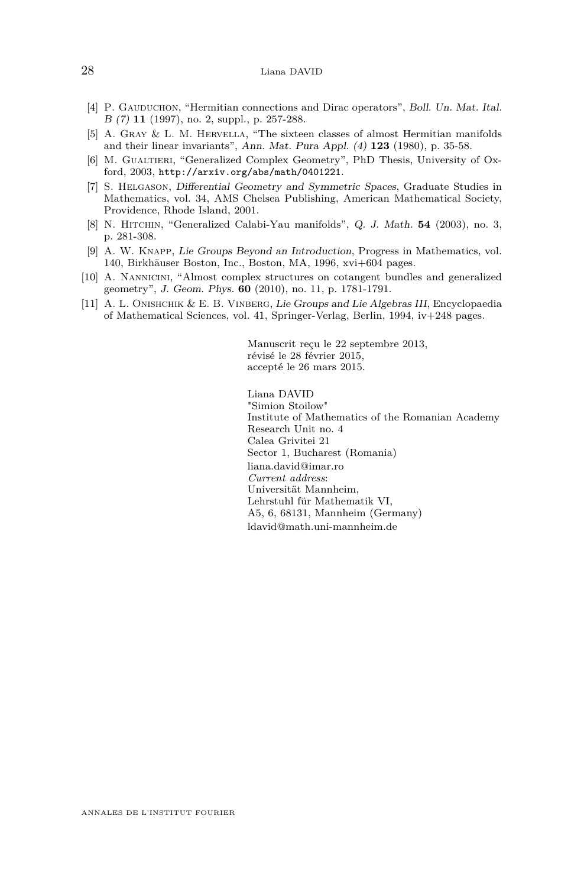[4] P. Gauduchon, "Hermitian connections and Dirac operators", *Boll. Un. Mat. Ital. B (7)* **11** (1997), no. 2, suppl., p. 257-288.

[5] A. Gray & L. M. Hervella, "The sixteen classes of almost Hermitian manifolds and their linear invariants", *Ann. Mat. Pura Appl. (4)* **123** (1980), p. 35-58.

[6] M. Gualtieri, "Generalized Complex Geometry", PhD Thesis, University of Oxford, 2003, http://arxiv.org/abs/math/0401221.

[7] S. Helgason, *Differential Geometry and Symmetric Spaces*, Graduate Studies in Mathematics, vol. 34, AMS Chelsea Publishing, American Mathematical Society, Providence, Rhode Island, 2001.

[8] N. Hitchin, "Generalized Calabi-Yau manifolds", *Q. J. Math.* **54** (2003), no. 3, p. 281-308.

[9] A. W. Knapp, *Lie Groups Beyond an Introduction*, Progress in Mathematics, vol. 140, Birkhäuser Boston, Inc., Boston, MA, 1996, xvi+604 pages.

[10] A. Nannicini, "Almost complex structures on cotangent bundles and generalized geometry", *J. Geom. Phys.* **60** (2010), no. 11, p. 1781-1791.

[11] A. L. Onishchik & E. B. Vinberg, *Lie Groups and Lie Algebras III*, Encyclopaedia of Mathematical Sciences, vol. 41, Springer-Verlag, Berlin, 1994, iv+248 pages.

Manuscrit reçu le 22 septembre 2013,
révisé le 28 février 2015,
accepté le 26 mars 2015.

Liana DAVID
"Simion Stoilow"
Institute of Mathematics of the Romanian Academy
Research Unit no. 4
Calea Grivitei 21
Sector 1, Bucharest (Romania)
liana.david@imar.ro
*Current address*:
Universität Mannheim,
Lehrstuhl für Mathematik VI,
A5, 6, 68131, Mannheim (Germany)
ldavid@math.uni-mannheim.de